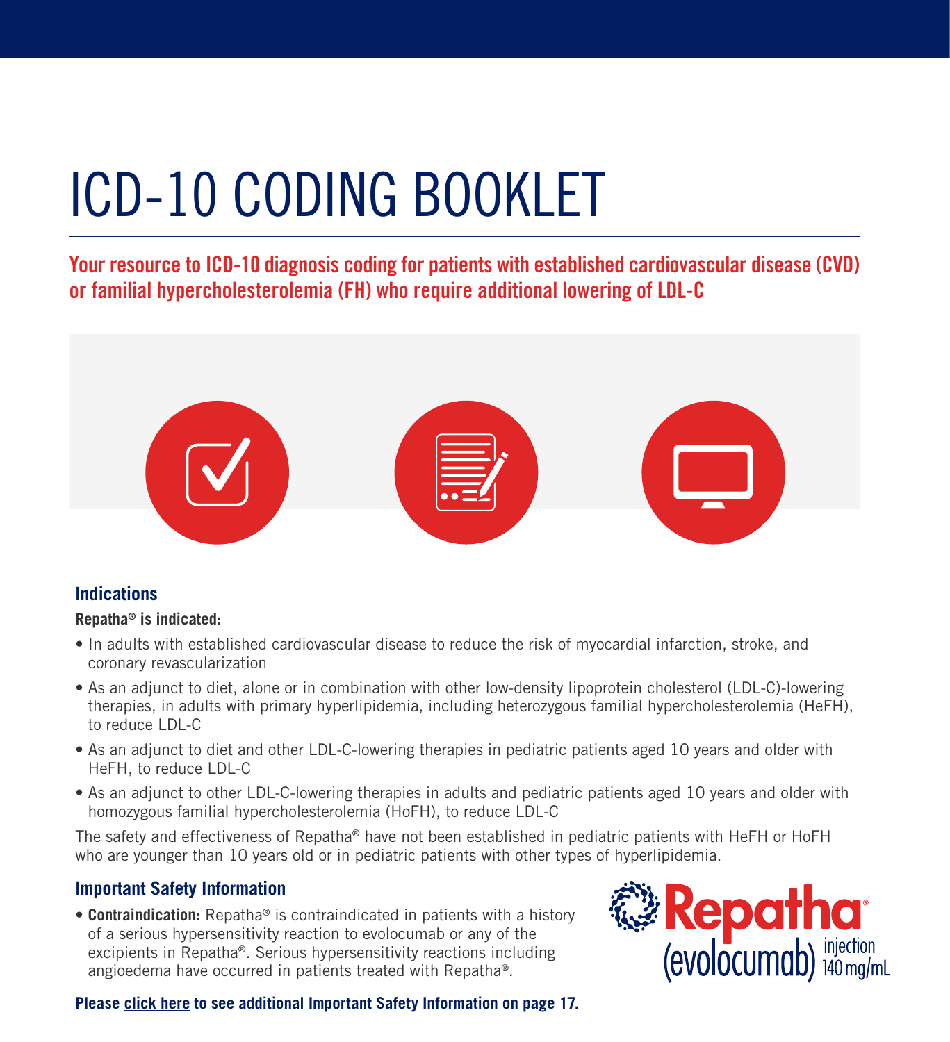# ICD-10 CODING BOOKLET

**Your resource to ICD-10 diagnosis coding for patients with established cardiovascular disease (CVD) or familial hypercholesterolemia (FH) who require additional lowering of LDL-C**

## Indications

**Repatha® is indicated:**

- In adults with established cardiovascular disease to reduce the risk of myocardial infarction, stroke, and coronary revascularization
- As an adjunct to diet, alone or in combination with other low-density lipoprotein cholesterol (LDL-C)-lowering therapies, in adults with primary hyperlipidemia, including heterozygous familial hypercholesterolemia (HeFH), to reduce LDL-C
- As an adjunct to diet and other LDL-C-lowering therapies in pediatric patients aged 10 years and older with HeFH, to reduce LDL-C
- As an adjunct to other LDL-C-lowering therapies in adults and pediatric patients aged 10 years and older with homozygous familial hypercholesterolemia (HoFH), to reduce LDL-C

The safety and effectiveness of Repatha® have not been established in pediatric patients with HeFH or HoFH who are younger than 10 years old or in pediatric patients with other types of hyperlipidemia.

## Important Safety Information

- **Contraindication:** Repatha® is contraindicated in patients with a history of a serious hypersensitivity reaction to evolocumab or any of the excipients in Repatha®. Serious hypersensitivity reactions including angioedema have occurred in patients treated with Repatha®.

Repatha® (evolocumab) injection 140 mg/mL

**Please click here to see additional Important Safety Information on page 17.**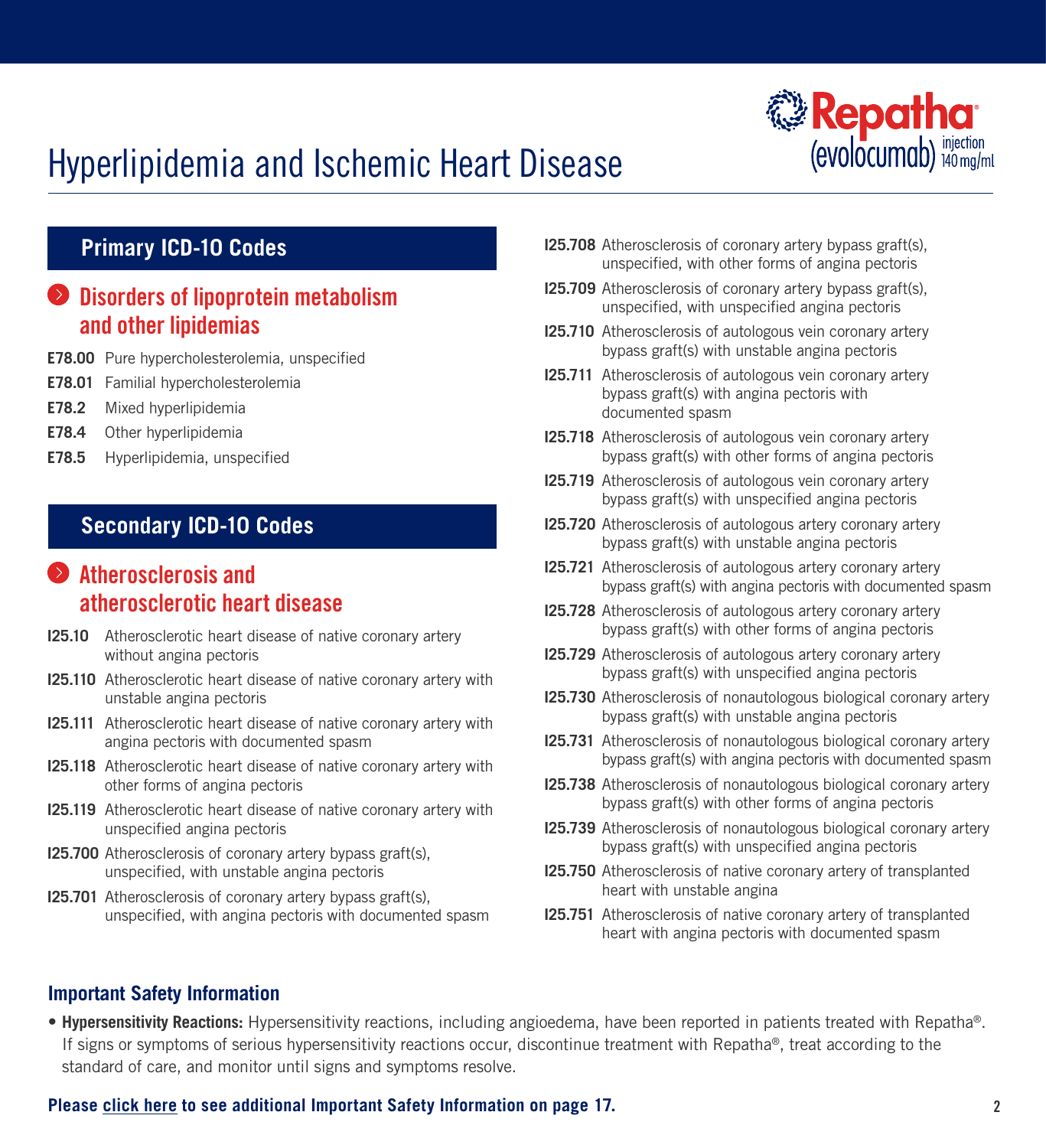# Hyperlipidemia and Ischemic Heart Disease

Repatha® (evolocumab) injection 140 mg/ml

## Primary ICD-10 Codes

### Disorders of lipoprotein metabolism and other lipidemias

**E78.00** Pure hypercholesterolemia, unspecified

**E78.01** Familial hypercholesterolemia

**E78.2** Mixed hyperlipidemia

**E78.4** Other hyperlipidemia

**E78.5** Hyperlipidemia, unspecified

## Secondary ICD-10 Codes

### Atherosclerosis and atherosclerotic heart disease

**I25.10** Atherosclerotic heart disease of native coronary artery without angina pectoris

**I25.110** Atherosclerotic heart disease of native coronary artery with unstable angina pectoris

**I25.111** Atherosclerotic heart disease of native coronary artery with angina pectoris with documented spasm

**I25.118** Atherosclerotic heart disease of native coronary artery with other forms of angina pectoris

**I25.119** Atherosclerotic heart disease of native coronary artery with unspecified angina pectoris

**I25.700** Atherosclerosis of coronary artery bypass graft(s), unspecified, with unstable angina pectoris

**I25.701** Atherosclerosis of coronary artery bypass graft(s), unspecified, with angina pectoris with documented spasm

**I25.708** Atherosclerosis of coronary artery bypass graft(s), unspecified, with other forms of angina pectoris

**I25.709** Atherosclerosis of coronary artery bypass graft(s), unspecified, with unspecified angina pectoris

**I25.710** Atherosclerosis of autologous vein coronary artery bypass graft(s) with unstable angina pectoris

**I25.711** Atherosclerosis of autologous vein coronary artery bypass graft(s) with angina pectoris with documented spasm

**I25.718** Atherosclerosis of autologous vein coronary artery bypass graft(s) with other forms of angina pectoris

**I25.719** Atherosclerosis of autologous vein coronary artery bypass graft(s) with unspecified angina pectoris

**I25.720** Atherosclerosis of autologous artery coronary artery bypass graft(s) with unstable angina pectoris

**I25.721** Atherosclerosis of autologous artery coronary artery bypass graft(s) with angina pectoris with documented spasm

**I25.728** Atherosclerosis of autologous artery coronary artery bypass graft(s) with other forms of angina pectoris

**I25.729** Atherosclerosis of autologous artery coronary artery bypass graft(s) with unspecified angina pectoris

**I25.730** Atherosclerosis of nonautologous biological coronary artery bypass graft(s) with unstable angina pectoris

**I25.731** Atherosclerosis of nonautologous biological coronary artery bypass graft(s) with angina pectoris with documented spasm

**I25.738** Atherosclerosis of nonautologous biological coronary artery bypass graft(s) with other forms of angina pectoris

**I25.739** Atherosclerosis of nonautologous biological coronary artery bypass graft(s) with unspecified angina pectoris

**I25.750** Atherosclerosis of native coronary artery of transplanted heart with unstable angina

**I25.751** Atherosclerosis of native coronary artery of transplanted heart with angina pectoris with documented spasm

### Important Safety Information

- **Hypersensitivity Reactions:** Hypersensitivity reactions, including angioedema, have been reported in patients treated with Repatha®. If signs or symptoms of serious hypersensitivity reactions occur, discontinue treatment with Repatha®, treat according to the standard of care, and monitor until signs and symptoms resolve.

**Please click here to see additional Important Safety Information on page 17.**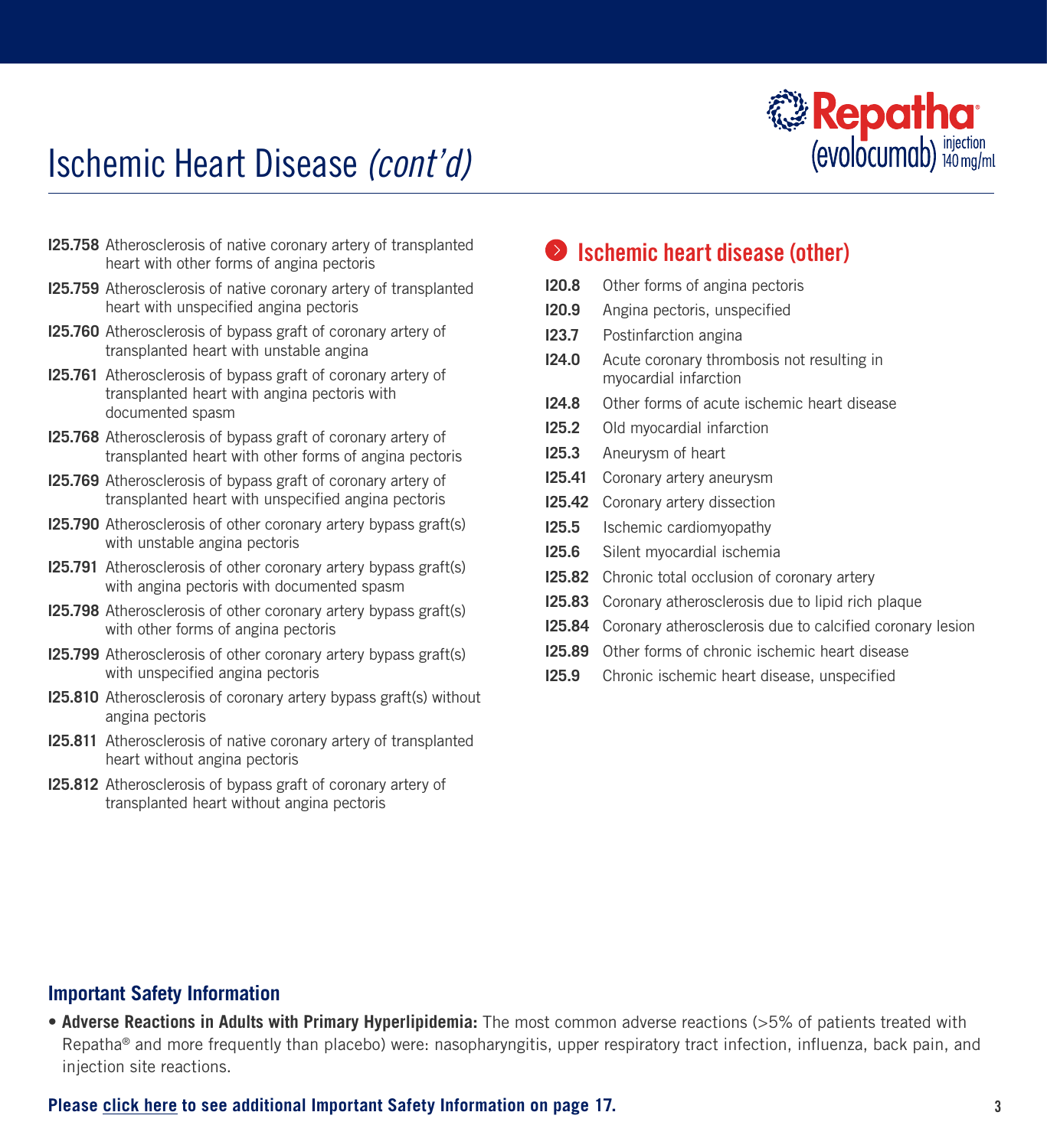# Ischemic Heart Disease *(cont'd)*

**I25.758** Atherosclerosis of native coronary artery of transplanted heart with other forms of angina pectoris

**I25.759** Atherosclerosis of native coronary artery of transplanted heart with unspecified angina pectoris

**I25.760** Atherosclerosis of bypass graft of coronary artery of transplanted heart with unstable angina

**I25.761** Atherosclerosis of bypass graft of coronary artery of transplanted heart with angina pectoris with documented spasm

**I25.768** Atherosclerosis of bypass graft of coronary artery of transplanted heart with other forms of angina pectoris

**I25.769** Atherosclerosis of bypass graft of coronary artery of transplanted heart with unspecified angina pectoris

**I25.790** Atherosclerosis of other coronary artery bypass graft(s) with unstable angina pectoris

**I25.791** Atherosclerosis of other coronary artery bypass graft(s) with angina pectoris with documented spasm

**I25.798** Atherosclerosis of other coronary artery bypass graft(s) with other forms of angina pectoris

**I25.799** Atherosclerosis of other coronary artery bypass graft(s) with unspecified angina pectoris

**I25.810** Atherosclerosis of coronary artery bypass graft(s) without angina pectoris

**I25.811** Atherosclerosis of native coronary artery of transplanted heart without angina pectoris

**I25.812** Atherosclerosis of bypass graft of coronary artery of transplanted heart without angina pectoris

## Ischemic heart disease (other)

**I20.8** Other forms of angina pectoris

**I20.9** Angina pectoris, unspecified

**I23.7** Postinfarction angina

**I24.0** Acute coronary thrombosis not resulting in myocardial infarction

**I24.8** Other forms of acute ischemic heart disease

**I25.2** Old myocardial infarction

**I25.3** Aneurysm of heart

**I25.41** Coronary artery aneurysm

**I25.42** Coronary artery dissection

**I25.5** Ischemic cardiomyopathy

**I25.6** Silent myocardial ischemia

**I25.82** Chronic total occlusion of coronary artery

**I25.83** Coronary atherosclerosis due to lipid rich plaque

**I25.84** Coronary atherosclerosis due to calcified coronary lesion

**I25.89** Other forms of chronic ischemic heart disease

**I25.9** Chronic ischemic heart disease, unspecified

### Important Safety Information

- **Adverse Reactions in Adults with Primary Hyperlipidemia:** The most common adverse reactions (>5% of patients treated with Repatha® and more frequently than placebo) were: nasopharyngitis, upper respiratory tract infection, influenza, back pain, and injection site reactions.

**Please click here to see additional Important Safety Information on page 17.**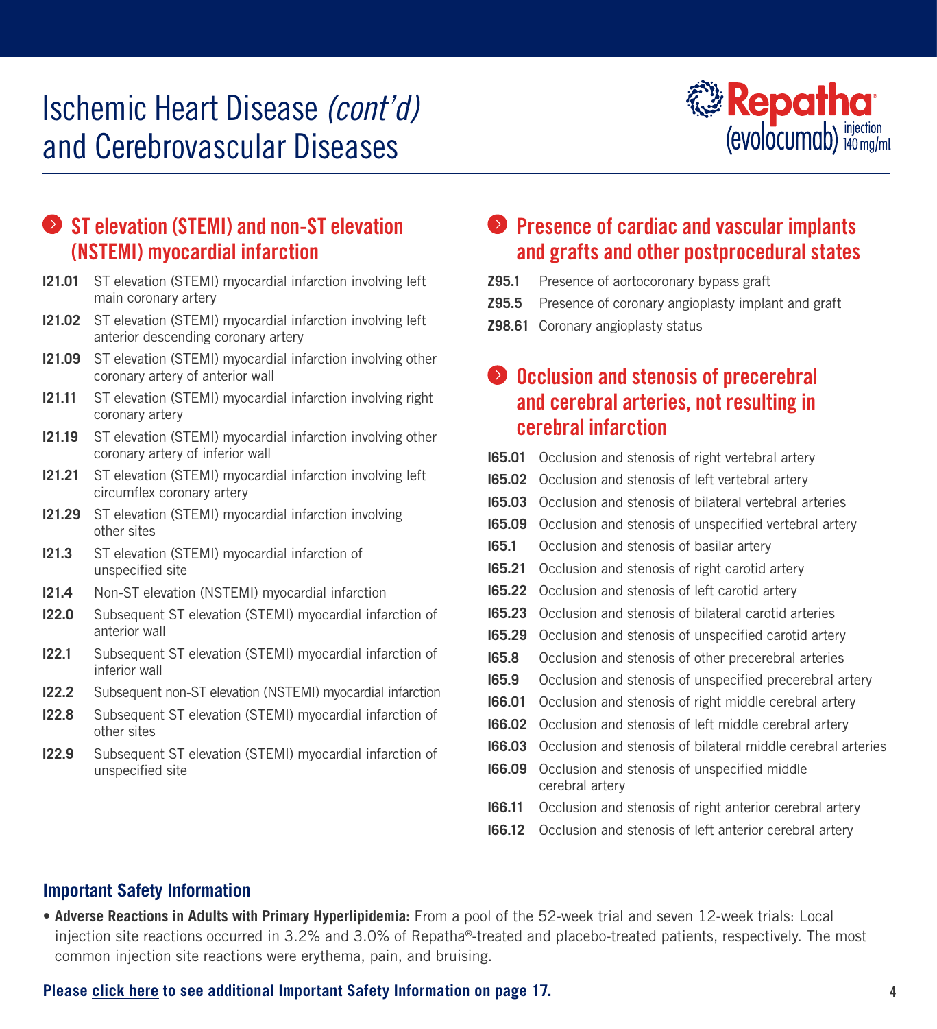# Ischemic Heart Disease *(cont'd)* and Cerebrovascular Diseases

Repatha® (evolocumab) injection 140 mg/ml

## ST elevation (STEMI) and non-ST elevation (NSTEMI) myocardial infarction

| | |
|---|---|
| **I21.01** | ST elevation (STEMI) myocardial infarction involving left main coronary artery |
| **I21.02** | ST elevation (STEMI) myocardial infarction involving left anterior descending coronary artery |
| **I21.09** | ST elevation (STEMI) myocardial infarction involving other coronary artery of anterior wall |
| **I21.11** | ST elevation (STEMI) myocardial infarction involving right coronary artery |
| **I21.19** | ST elevation (STEMI) myocardial infarction involving other coronary artery of inferior wall |
| **I21.21** | ST elevation (STEMI) myocardial infarction involving left circumflex coronary artery |
| **I21.29** | ST elevation (STEMI) myocardial infarction involving other sites |
| **I21.3** | ST elevation (STEMI) myocardial infarction of unspecified site |
| **I21.4** | Non-ST elevation (NSTEMI) myocardial infarction |
| **I22.0** | Subsequent ST elevation (STEMI) myocardial infarction of anterior wall |
| **I22.1** | Subsequent ST elevation (STEMI) myocardial infarction of inferior wall |
| **I22.2** | Subsequent non-ST elevation (NSTEMI) myocardial infarction |
| **I22.8** | Subsequent ST elevation (STEMI) myocardial infarction of other sites |
| **I22.9** | Subsequent ST elevation (STEMI) myocardial infarction of unspecified site |

## Presence of cardiac and vascular implants and grafts and other postprocedural states

| | |
|---|---|
| **Z95.1** | Presence of aortocoronary bypass graft |
| **Z95.5** | Presence of coronary angioplasty implant and graft |
| **Z98.61** | Coronary angioplasty status |

## Occlusion and stenosis of precerebral and cerebral arteries, not resulting in cerebral infarction

| | |
|---|---|
| **I65.01** | Occlusion and stenosis of right vertebral artery |
| **I65.02** | Occlusion and stenosis of left vertebral artery |
| **I65.03** | Occlusion and stenosis of bilateral vertebral arteries |
| **I65.09** | Occlusion and stenosis of unspecified vertebral artery |
| **I65.1** | Occlusion and stenosis of basilar artery |
| **I65.21** | Occlusion and stenosis of right carotid artery |
| **I65.22** | Occlusion and stenosis of left carotid artery |
| **I65.23** | Occlusion and stenosis of bilateral carotid arteries |
| **I65.29** | Occlusion and stenosis of unspecified carotid artery |
| **I65.8** | Occlusion and stenosis of other precerebral arteries |
| **I65.9** | Occlusion and stenosis of unspecified precerebral artery |
| **I66.01** | Occlusion and stenosis of right middle cerebral artery |
| **I66.02** | Occlusion and stenosis of left middle cerebral artery |
| **I66.03** | Occlusion and stenosis of bilateral middle cerebral arteries |
| **I66.09** | Occlusion and stenosis of unspecified middle cerebral artery |
| **I66.11** | Occlusion and stenosis of right anterior cerebral artery |
| **I66.12** | Occlusion and stenosis of left anterior cerebral artery |

### Important Safety Information

- **Adverse Reactions in Adults with Primary Hyperlipidemia:** From a pool of the 52-week trial and seven 12-week trials: Local injection site reactions occurred in 3.2% and 3.0% of Repatha®-treated and placebo-treated patients, respectively. The most common injection site reactions were erythema, pain, and bruising.

**Please click here to see additional Important Safety Information on page 17.**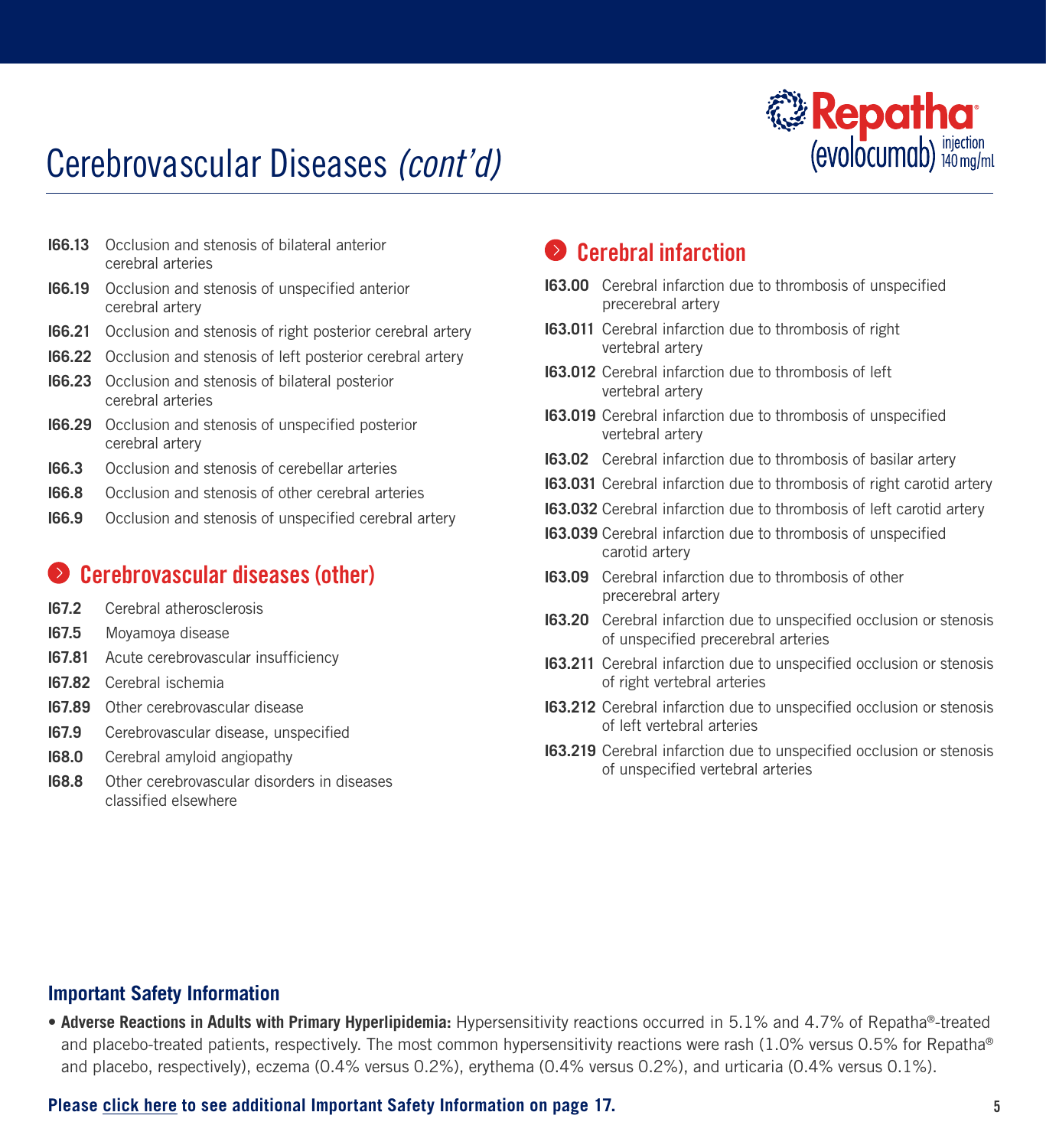# Cerebrovascular Diseases *(cont'd)*

**I66.13** Occlusion and stenosis of bilateral anterior cerebral arteries

**I66.19** Occlusion and stenosis of unspecified anterior cerebral artery

**I66.21** Occlusion and stenosis of right posterior cerebral artery

**I66.22** Occlusion and stenosis of left posterior cerebral artery

**I66.23** Occlusion and stenosis of bilateral posterior cerebral arteries

**I66.29** Occlusion and stenosis of unspecified posterior cerebral artery

**I66.3** Occlusion and stenosis of cerebellar arteries

**I66.8** Occlusion and stenosis of other cerebral arteries

**I66.9** Occlusion and stenosis of unspecified cerebral artery

## Cerebrovascular diseases (other)

**I67.2** Cerebral atherosclerosis

**I67.5** Moyamoya disease

**I67.81** Acute cerebrovascular insufficiency

**I67.82** Cerebral ischemia

**I67.89** Other cerebrovascular disease

**I67.9** Cerebrovascular disease, unspecified

**I68.0** Cerebral amyloid angiopathy

**I68.8** Other cerebrovascular disorders in diseases classified elsewhere

## Cerebral infarction

**I63.00** Cerebral infarction due to thrombosis of unspecified precerebral artery

**I63.011** Cerebral infarction due to thrombosis of right vertebral artery

**I63.012** Cerebral infarction due to thrombosis of left vertebral artery

**I63.019** Cerebral infarction due to thrombosis of unspecified vertebral artery

**I63.02** Cerebral infarction due to thrombosis of basilar artery

**I63.031** Cerebral infarction due to thrombosis of right carotid artery

**I63.032** Cerebral infarction due to thrombosis of left carotid artery

**I63.039** Cerebral infarction due to thrombosis of unspecified carotid artery

**I63.09** Cerebral infarction due to thrombosis of other precerebral artery

**I63.20** Cerebral infarction due to unspecified occlusion or stenosis of unspecified precerebral arteries

**I63.211** Cerebral infarction due to unspecified occlusion or stenosis of right vertebral arteries

**I63.212** Cerebral infarction due to unspecified occlusion or stenosis of left vertebral arteries

**I63.219** Cerebral infarction due to unspecified occlusion or stenosis of unspecified vertebral arteries

### Important Safety Information

- **Adverse Reactions in Adults with Primary Hyperlipidemia:** Hypersensitivity reactions occurred in 5.1% and 4.7% of Repatha®-treated and placebo-treated patients, respectively. The most common hypersensitivity reactions were rash (1.0% versus 0.5% for Repatha® and placebo, respectively), eczema (0.4% versus 0.2%), erythema (0.4% versus 0.2%), and urticaria (0.4% versus 0.1%).

**Please click here to see additional Important Safety Information on page 17.**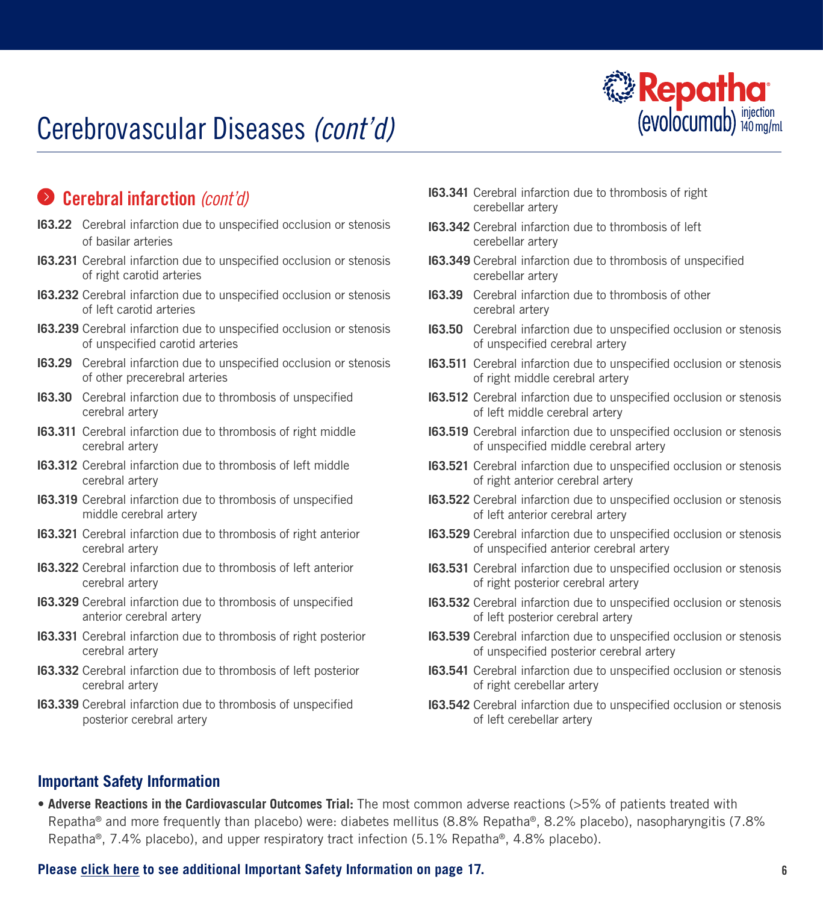# Cerebrovascular Diseases *(cont'd)*

## Cerebral infarction *(cont'd)*

**I63.22** Cerebral infarction due to unspecified occlusion or stenosis of basilar arteries

**I63.231** Cerebral infarction due to unspecified occlusion or stenosis of right carotid arteries

**I63.232** Cerebral infarction due to unspecified occlusion or stenosis of left carotid arteries

**I63.239** Cerebral infarction due to unspecified occlusion or stenosis of unspecified carotid arteries

**I63.29** Cerebral infarction due to unspecified occlusion or stenosis of other precerebral arteries

**I63.30** Cerebral infarction due to thrombosis of unspecified cerebral artery

**I63.311** Cerebral infarction due to thrombosis of right middle cerebral artery

**I63.312** Cerebral infarction due to thrombosis of left middle cerebral artery

**I63.319** Cerebral infarction due to thrombosis of unspecified middle cerebral artery

**I63.321** Cerebral infarction due to thrombosis of right anterior cerebral artery

**I63.322** Cerebral infarction due to thrombosis of left anterior cerebral artery

**I63.329** Cerebral infarction due to thrombosis of unspecified anterior cerebral artery

**I63.331** Cerebral infarction due to thrombosis of right posterior cerebral artery

**I63.332** Cerebral infarction due to thrombosis of left posterior cerebral artery

**I63.339** Cerebral infarction due to thrombosis of unspecified posterior cerebral artery

**I63.341** Cerebral infarction due to thrombosis of right cerebellar artery

**I63.342** Cerebral infarction due to thrombosis of left cerebellar artery

**I63.349** Cerebral infarction due to thrombosis of unspecified cerebellar artery

**I63.39** Cerebral infarction due to thrombosis of other cerebral artery

**I63.50** Cerebral infarction due to unspecified occlusion or stenosis of unspecified cerebral artery

**I63.511** Cerebral infarction due to unspecified occlusion or stenosis of right middle cerebral artery

**I63.512** Cerebral infarction due to unspecified occlusion or stenosis of left middle cerebral artery

**I63.519** Cerebral infarction due to unspecified occlusion or stenosis of unspecified middle cerebral artery

**I63.521** Cerebral infarction due to unspecified occlusion or stenosis of right anterior cerebral artery

**I63.522** Cerebral infarction due to unspecified occlusion or stenosis of left anterior cerebral artery

**I63.529** Cerebral infarction due to unspecified occlusion or stenosis of unspecified anterior cerebral artery

**I63.531** Cerebral infarction due to unspecified occlusion or stenosis of right posterior cerebral artery

**I63.532** Cerebral infarction due to unspecified occlusion or stenosis of left posterior cerebral artery

**I63.539** Cerebral infarction due to unspecified occlusion or stenosis of unspecified posterior cerebral artery

**I63.541** Cerebral infarction due to unspecified occlusion or stenosis of right cerebellar artery

**I63.542** Cerebral infarction due to unspecified occlusion or stenosis of left cerebellar artery

### Important Safety Information

- **Adverse Reactions in the Cardiovascular Outcomes Trial:** The most common adverse reactions (>5% of patients treated with Repatha® and more frequently than placebo) were: diabetes mellitus (8.8% Repatha®, 8.2% placebo), nasopharyngitis (7.8% Repatha®, 7.4% placebo), and upper respiratory tract infection (5.1% Repatha®, 4.8% placebo).

**Please click here to see additional Important Safety Information on page 17.**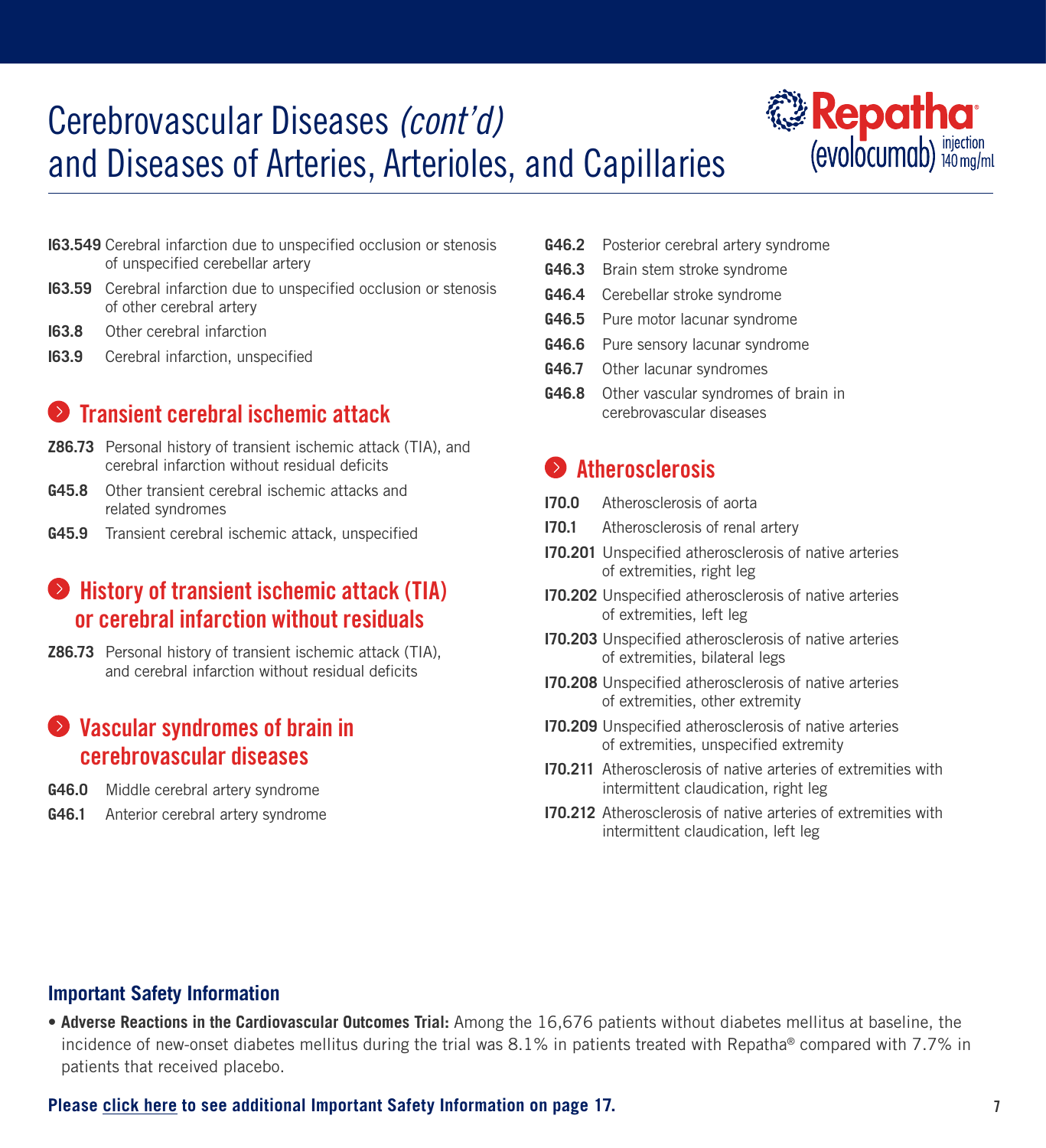# Cerebrovascular Diseases *(cont'd)* and Diseases of Arteries, Arterioles, and Capillaries

**I63.549** Cerebral infarction due to unspecified occlusion or stenosis of unspecified cerebellar artery

**I63.59** Cerebral infarction due to unspecified occlusion or stenosis of other cerebral artery

**I63.8** Other cerebral infarction

**I63.9** Cerebral infarction, unspecified

## Transient cerebral ischemic attack

**Z86.73** Personal history of transient ischemic attack (TIA), and cerebral infarction without residual deficits

**G45.8** Other transient cerebral ischemic attacks and related syndromes

**G45.9** Transient cerebral ischemic attack, unspecified

## History of transient ischemic attack (TIA) or cerebral infarction without residuals

**Z86.73** Personal history of transient ischemic attack (TIA), and cerebral infarction without residual deficits

## Vascular syndromes of brain in cerebrovascular diseases

**G46.0** Middle cerebral artery syndrome

**G46.1** Anterior cerebral artery syndrome

**G46.2** Posterior cerebral artery syndrome

**G46.3** Brain stem stroke syndrome

**G46.4** Cerebellar stroke syndrome

**G46.5** Pure motor lacunar syndrome

**G46.6** Pure sensory lacunar syndrome

**G46.7** Other lacunar syndromes

**G46.8** Other vascular syndromes of brain in cerebrovascular diseases

## Atherosclerosis

**I70.0** Atherosclerosis of aorta

**I70.1** Atherosclerosis of renal artery

**I70.201** Unspecified atherosclerosis of native arteries of extremities, right leg

**I70.202** Unspecified atherosclerosis of native arteries of extremities, left leg

**I70.203** Unspecified atherosclerosis of native arteries of extremities, bilateral legs

**I70.208** Unspecified atherosclerosis of native arteries of extremities, other extremity

**I70.209** Unspecified atherosclerosis of native arteries of extremities, unspecified extremity

**I70.211** Atherosclerosis of native arteries of extremities with intermittent claudication, right leg

**I70.212** Atherosclerosis of native arteries of extremities with intermittent claudication, left leg

### Important Safety Information

- **Adverse Reactions in the Cardiovascular Outcomes Trial:** Among the 16,676 patients without diabetes mellitus at baseline, the incidence of new-onset diabetes mellitus during the trial was 8.1% in patients treated with Repatha® compared with 7.7% in patients that received placebo.

**Please click here to see additional Important Safety Information on page 17.**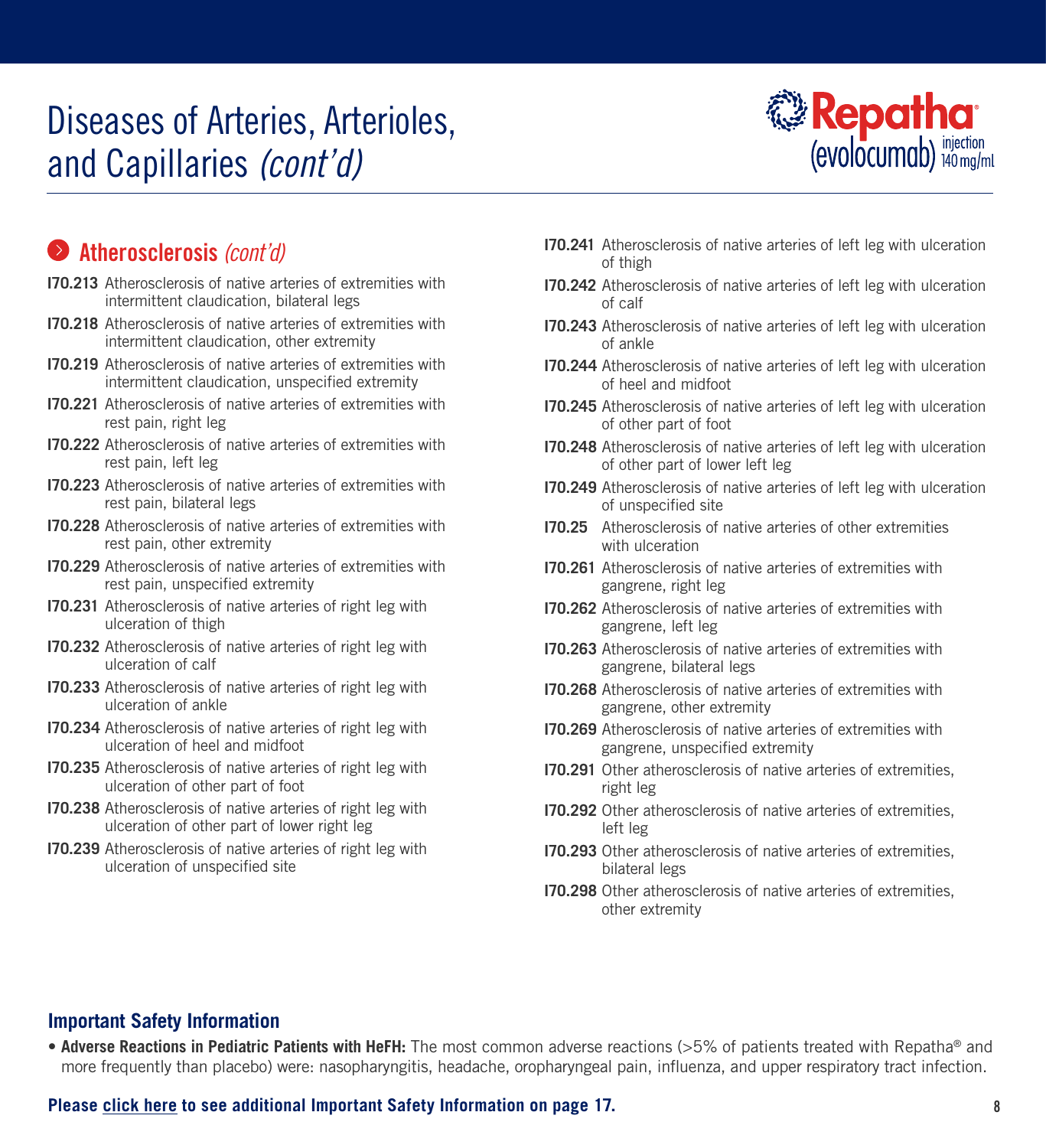# Diseases of Arteries, Arterioles, and Capillaries *(cont'd)*

## Atherosclerosis *(cont'd)*

**I70.213** Atherosclerosis of native arteries of extremities with intermittent claudication, bilateral legs

**I70.218** Atherosclerosis of native arteries of extremities with intermittent claudication, other extremity

**I70.219** Atherosclerosis of native arteries of extremities with intermittent claudication, unspecified extremity

**I70.221** Atherosclerosis of native arteries of extremities with rest pain, right leg

**I70.222** Atherosclerosis of native arteries of extremities with rest pain, left leg

**I70.223** Atherosclerosis of native arteries of extremities with rest pain, bilateral legs

**I70.228** Atherosclerosis of native arteries of extremities with rest pain, other extremity

**I70.229** Atherosclerosis of native arteries of extremities with rest pain, unspecified extremity

**I70.231** Atherosclerosis of native arteries of right leg with ulceration of thigh

**I70.232** Atherosclerosis of native arteries of right leg with ulceration of calf

**I70.233** Atherosclerosis of native arteries of right leg with ulceration of ankle

**I70.234** Atherosclerosis of native arteries of right leg with ulceration of heel and midfoot

**I70.235** Atherosclerosis of native arteries of right leg with ulceration of other part of foot

**I70.238** Atherosclerosis of native arteries of right leg with ulceration of other part of lower right leg

**I70.239** Atherosclerosis of native arteries of right leg with ulceration of unspecified site

**I70.241** Atherosclerosis of native arteries of left leg with ulceration of thigh

**I70.242** Atherosclerosis of native arteries of left leg with ulceration of calf

**I70.243** Atherosclerosis of native arteries of left leg with ulceration of ankle

**I70.244** Atherosclerosis of native arteries of left leg with ulceration of heel and midfoot

**I70.245** Atherosclerosis of native arteries of left leg with ulceration of other part of foot

**I70.248** Atherosclerosis of native arteries of left leg with ulceration of other part of lower left leg

**I70.249** Atherosclerosis of native arteries of left leg with ulceration of unspecified site

**I70.25** Atherosclerosis of native arteries of other extremities with ulceration

**I70.261** Atherosclerosis of native arteries of extremities with gangrene, right leg

**I70.262** Atherosclerosis of native arteries of extremities with gangrene, left leg

**I70.263** Atherosclerosis of native arteries of extremities with gangrene, bilateral legs

**I70.268** Atherosclerosis of native arteries of extremities with gangrene, other extremity

**I70.269** Atherosclerosis of native arteries of extremities with gangrene, unspecified extremity

**I70.291** Other atherosclerosis of native arteries of extremities, right leg

**I70.292** Other atherosclerosis of native arteries of extremities, left leg

**I70.293** Other atherosclerosis of native arteries of extremities, bilateral legs

**I70.298** Other atherosclerosis of native arteries of extremities, other extremity

## Important Safety Information

- **Adverse Reactions in Pediatric Patients with HeFH:** The most common adverse reactions (>5% of patients treated with Repatha® and more frequently than placebo) were: nasopharyngitis, headache, oropharyngeal pain, influenza, and upper respiratory tract infection.

**Please click here to see additional Important Safety Information on page 17.**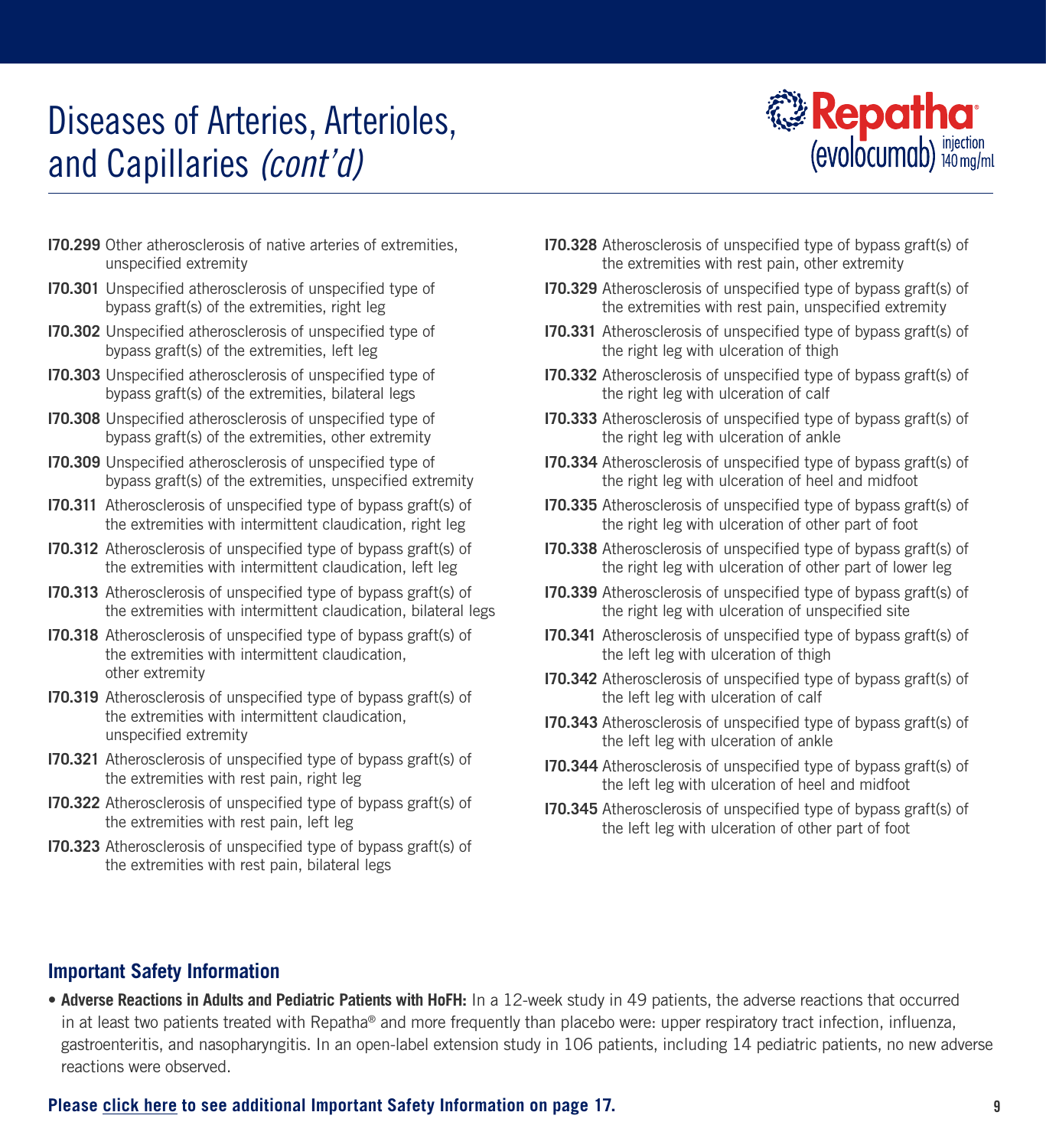# Diseases of Arteries, Arterioles, and Capillaries *(cont'd)*

**I70.299** Other atherosclerosis of native arteries of extremities, unspecified extremity

**I70.301** Unspecified atherosclerosis of unspecified type of bypass graft(s) of the extremities, right leg

**I70.302** Unspecified atherosclerosis of unspecified type of bypass graft(s) of the extremities, left leg

**I70.303** Unspecified atherosclerosis of unspecified type of bypass graft(s) of the extremities, bilateral legs

**I70.308** Unspecified atherosclerosis of unspecified type of bypass graft(s) of the extremities, other extremity

**I70.309** Unspecified atherosclerosis of unspecified type of bypass graft(s) of the extremities, unspecified extremity

**I70.311** Atherosclerosis of unspecified type of bypass graft(s) of the extremities with intermittent claudication, right leg

**I70.312** Atherosclerosis of unspecified type of bypass graft(s) of the extremities with intermittent claudication, left leg

**I70.313** Atherosclerosis of unspecified type of bypass graft(s) of the extremities with intermittent claudication, bilateral legs

**I70.318** Atherosclerosis of unspecified type of bypass graft(s) of the extremities with intermittent claudication, other extremity

**I70.319** Atherosclerosis of unspecified type of bypass graft(s) of the extremities with intermittent claudication, unspecified extremity

**I70.321** Atherosclerosis of unspecified type of bypass graft(s) of the extremities with rest pain, right leg

**I70.322** Atherosclerosis of unspecified type of bypass graft(s) of the extremities with rest pain, left leg

**I70.323** Atherosclerosis of unspecified type of bypass graft(s) of the extremities with rest pain, bilateral legs

**I70.328** Atherosclerosis of unspecified type of bypass graft(s) of the extremities with rest pain, other extremity

**I70.329** Atherosclerosis of unspecified type of bypass graft(s) of the extremities with rest pain, unspecified extremity

**I70.331** Atherosclerosis of unspecified type of bypass graft(s) of the right leg with ulceration of thigh

**I70.332** Atherosclerosis of unspecified type of bypass graft(s) of the right leg with ulceration of calf

**I70.333** Atherosclerosis of unspecified type of bypass graft(s) of the right leg with ulceration of ankle

**I70.334** Atherosclerosis of unspecified type of bypass graft(s) of the right leg with ulceration of heel and midfoot

**I70.335** Atherosclerosis of unspecified type of bypass graft(s) of the right leg with ulceration of other part of foot

**I70.338** Atherosclerosis of unspecified type of bypass graft(s) of the right leg with ulceration of other part of lower leg

**I70.339** Atherosclerosis of unspecified type of bypass graft(s) of the right leg with ulceration of unspecified site

**I70.341** Atherosclerosis of unspecified type of bypass graft(s) of the left leg with ulceration of thigh

**I70.342** Atherosclerosis of unspecified type of bypass graft(s) of the left leg with ulceration of calf

**I70.343** Atherosclerosis of unspecified type of bypass graft(s) of the left leg with ulceration of ankle

**I70.344** Atherosclerosis of unspecified type of bypass graft(s) of the left leg with ulceration of heel and midfoot

**I70.345** Atherosclerosis of unspecified type of bypass graft(s) of the left leg with ulceration of other part of foot

## Important Safety Information

- **Adverse Reactions in Adults and Pediatric Patients with HoFH:** In a 12-week study in 49 patients, the adverse reactions that occurred in at least two patients treated with Repatha® and more frequently than placebo were: upper respiratory tract infection, influenza, gastroenteritis, and nasopharyngitis. In an open-label extension study in 106 patients, including 14 pediatric patients, no new adverse reactions were observed.

**Please click here to see additional Important Safety Information on page 17.**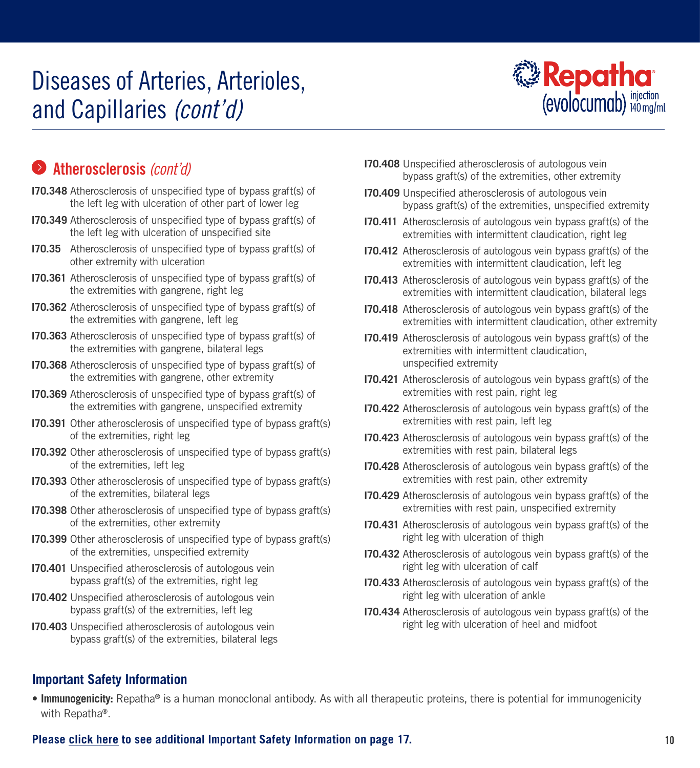# Diseases of Arteries, Arterioles, and Capillaries *(cont'd)*

## Atherosclerosis *(cont'd)*

**I70.348** Atherosclerosis of unspecified type of bypass graft(s) of the left leg with ulceration of other part of lower leg

**I70.349** Atherosclerosis of unspecified type of bypass graft(s) of the left leg with ulceration of unspecified site

**I70.35** Atherosclerosis of unspecified type of bypass graft(s) of other extremity with ulceration

**I70.361** Atherosclerosis of unspecified type of bypass graft(s) of the extremities with gangrene, right leg

**I70.362** Atherosclerosis of unspecified type of bypass graft(s) of the extremities with gangrene, left leg

**I70.363** Atherosclerosis of unspecified type of bypass graft(s) of the extremities with gangrene, bilateral legs

**I70.368** Atherosclerosis of unspecified type of bypass graft(s) of the extremities with gangrene, other extremity

**I70.369** Atherosclerosis of unspecified type of bypass graft(s) of the extremities with gangrene, unspecified extremity

**I70.391** Other atherosclerosis of unspecified type of bypass graft(s) of the extremities, right leg

**I70.392** Other atherosclerosis of unspecified type of bypass graft(s) of the extremities, left leg

**I70.393** Other atherosclerosis of unspecified type of bypass graft(s) of the extremities, bilateral legs

**I70.398** Other atherosclerosis of unspecified type of bypass graft(s) of the extremities, other extremity

**I70.399** Other atherosclerosis of unspecified type of bypass graft(s) of the extremities, unspecified extremity

**I70.401** Unspecified atherosclerosis of autologous vein bypass graft(s) of the extremities, right leg

**I70.402** Unspecified atherosclerosis of autologous vein bypass graft(s) of the extremities, left leg

**I70.403** Unspecified atherosclerosis of autologous vein bypass graft(s) of the extremities, bilateral legs

**I70.408** Unspecified atherosclerosis of autologous vein bypass graft(s) of the extremities, other extremity

**I70.409** Unspecified atherosclerosis of autologous vein bypass graft(s) of the extremities, unspecified extremity

**I70.411** Atherosclerosis of autologous vein bypass graft(s) of the extremities with intermittent claudication, right leg

**I70.412** Atherosclerosis of autologous vein bypass graft(s) of the extremities with intermittent claudication, left leg

**I70.413** Atherosclerosis of autologous vein bypass graft(s) of the extremities with intermittent claudication, bilateral legs

**I70.418** Atherosclerosis of autologous vein bypass graft(s) of the extremities with intermittent claudication, other extremity

**I70.419** Atherosclerosis of autologous vein bypass graft(s) of the extremities with intermittent claudication, unspecified extremity

**I70.421** Atherosclerosis of autologous vein bypass graft(s) of the extremities with rest pain, right leg

**I70.422** Atherosclerosis of autologous vein bypass graft(s) of the extremities with rest pain, left leg

**I70.423** Atherosclerosis of autologous vein bypass graft(s) of the extremities with rest pain, bilateral legs

**I70.428** Atherosclerosis of autologous vein bypass graft(s) of the extremities with rest pain, other extremity

**I70.429** Atherosclerosis of autologous vein bypass graft(s) of the extremities with rest pain, unspecified extremity

**I70.431** Atherosclerosis of autologous vein bypass graft(s) of the right leg with ulceration of thigh

**I70.432** Atherosclerosis of autologous vein bypass graft(s) of the right leg with ulceration of calf

**I70.433** Atherosclerosis of autologous vein bypass graft(s) of the right leg with ulceration of ankle

**I70.434** Atherosclerosis of autologous vein bypass graft(s) of the right leg with ulceration of heel and midfoot

### Important Safety Information

- **Immunogenicity:** Repatha® is a human monoclonal antibody. As with all therapeutic proteins, there is potential for immunogenicity with Repatha®.

**Please click here to see additional Important Safety Information on page 17.**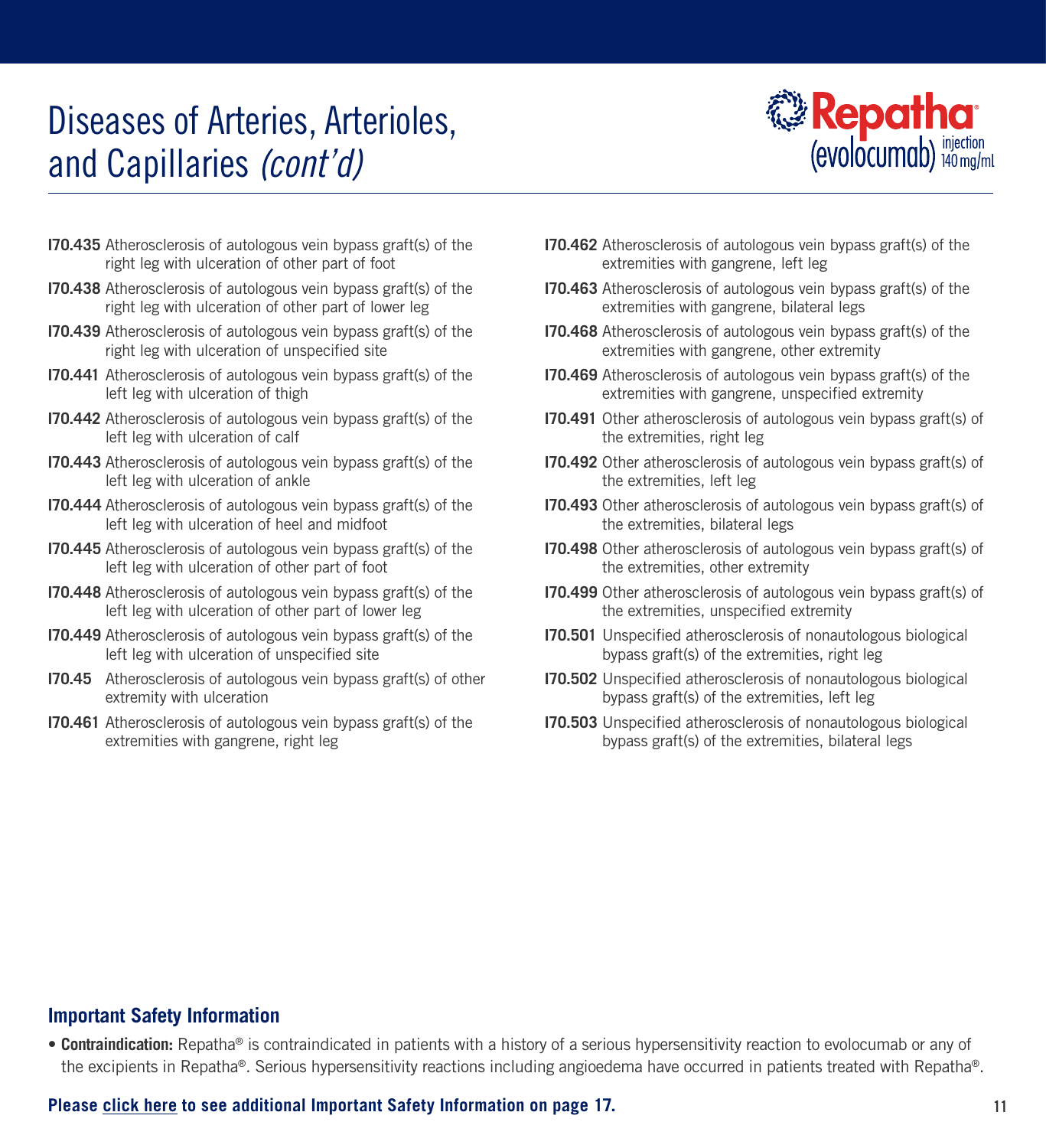# Diseases of Arteries, Arterioles, and Capillaries *(cont'd)*

**I70.435** Atherosclerosis of autologous vein bypass graft(s) of the right leg with ulceration of other part of foot

**I70.438** Atherosclerosis of autologous vein bypass graft(s) of the right leg with ulceration of other part of lower leg

**I70.439** Atherosclerosis of autologous vein bypass graft(s) of the right leg with ulceration of unspecified site

**I70.441** Atherosclerosis of autologous vein bypass graft(s) of the left leg with ulceration of thigh

**I70.442** Atherosclerosis of autologous vein bypass graft(s) of the left leg with ulceration of calf

**I70.443** Atherosclerosis of autologous vein bypass graft(s) of the left leg with ulceration of ankle

**I70.444** Atherosclerosis of autologous vein bypass graft(s) of the left leg with ulceration of heel and midfoot

**I70.445** Atherosclerosis of autologous vein bypass graft(s) of the left leg with ulceration of other part of foot

**I70.448** Atherosclerosis of autologous vein bypass graft(s) of the left leg with ulceration of other part of lower leg

**I70.449** Atherosclerosis of autologous vein bypass graft(s) of the left leg with ulceration of unspecified site

**I70.45** Atherosclerosis of autologous vein bypass graft(s) of other extremity with ulceration

**I70.461** Atherosclerosis of autologous vein bypass graft(s) of the extremities with gangrene, right leg

**I70.462** Atherosclerosis of autologous vein bypass graft(s) of the extremities with gangrene, left leg

**I70.463** Atherosclerosis of autologous vein bypass graft(s) of the extremities with gangrene, bilateral legs

**I70.468** Atherosclerosis of autologous vein bypass graft(s) of the extremities with gangrene, other extremity

**I70.469** Atherosclerosis of autologous vein bypass graft(s) of the extremities with gangrene, unspecified extremity

**I70.491** Other atherosclerosis of autologous vein bypass graft(s) of the extremities, right leg

**I70.492** Other atherosclerosis of autologous vein bypass graft(s) of the extremities, left leg

**I70.493** Other atherosclerosis of autologous vein bypass graft(s) of the extremities, bilateral legs

**I70.498** Other atherosclerosis of autologous vein bypass graft(s) of the extremities, other extremity

**I70.499** Other atherosclerosis of autologous vein bypass graft(s) of the extremities, unspecified extremity

**I70.501** Unspecified atherosclerosis of nonautologous biological bypass graft(s) of the extremities, right leg

**I70.502** Unspecified atherosclerosis of nonautologous biological bypass graft(s) of the extremities, left leg

**I70.503** Unspecified atherosclerosis of nonautologous biological bypass graft(s) of the extremities, bilateral legs

## Important Safety Information

- **Contraindication:** Repatha® is contraindicated in patients with a history of a serious hypersensitivity reaction to evolocumab or any of the excipients in Repatha®. Serious hypersensitivity reactions including angioedema have occurred in patients treated with Repatha®.

**Please click here to see additional Important Safety Information on page 17.**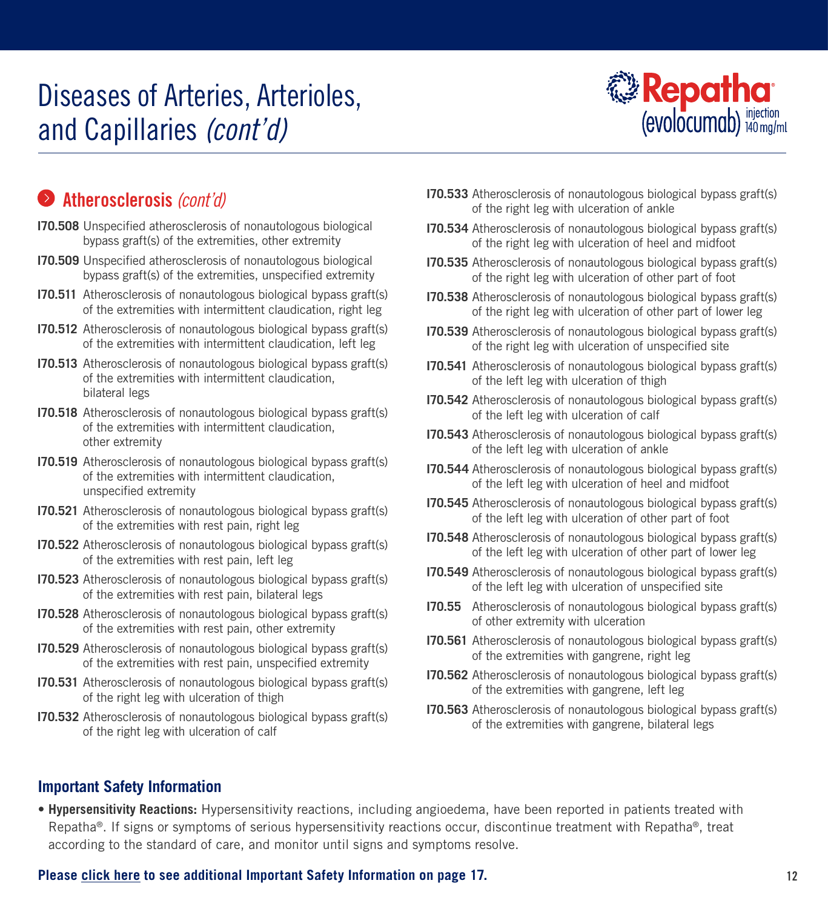# Diseases of Arteries, Arterioles, and Capillaries *(cont'd)*

## Atherosclerosis *(cont'd)*

**I70.508** Unspecified atherosclerosis of nonautologous biological bypass graft(s) of the extremities, other extremity

**I70.509** Unspecified atherosclerosis of nonautologous biological bypass graft(s) of the extremities, unspecified extremity

**I70.511** Atherosclerosis of nonautologous biological bypass graft(s) of the extremities with intermittent claudication, right leg

**I70.512** Atherosclerosis of nonautologous biological bypass graft(s) of the extremities with intermittent claudication, left leg

**I70.513** Atherosclerosis of nonautologous biological bypass graft(s) of the extremities with intermittent claudication, bilateral legs

**I70.518** Atherosclerosis of nonautologous biological bypass graft(s) of the extremities with intermittent claudication, other extremity

**I70.519** Atherosclerosis of nonautologous biological bypass graft(s) of the extremities with intermittent claudication, unspecified extremity

**I70.521** Atherosclerosis of nonautologous biological bypass graft(s) of the extremities with rest pain, right leg

**I70.522** Atherosclerosis of nonautologous biological bypass graft(s) of the extremities with rest pain, left leg

**I70.523** Atherosclerosis of nonautologous biological bypass graft(s) of the extremities with rest pain, bilateral legs

**I70.528** Atherosclerosis of nonautologous biological bypass graft(s) of the extremities with rest pain, other extremity

**I70.529** Atherosclerosis of nonautologous biological bypass graft(s) of the extremities with rest pain, unspecified extremity

**I70.531** Atherosclerosis of nonautologous biological bypass graft(s) of the right leg with ulceration of thigh

**I70.532** Atherosclerosis of nonautologous biological bypass graft(s) of the right leg with ulceration of calf

**I70.533** Atherosclerosis of nonautologous biological bypass graft(s) of the right leg with ulceration of ankle

**I70.534** Atherosclerosis of nonautologous biological bypass graft(s) of the right leg with ulceration of heel and midfoot

**I70.535** Atherosclerosis of nonautologous biological bypass graft(s) of the right leg with ulceration of other part of foot

**I70.538** Atherosclerosis of nonautologous biological bypass graft(s) of the right leg with ulceration of other part of lower leg

**I70.539** Atherosclerosis of nonautologous biological bypass graft(s) of the right leg with ulceration of unspecified site

**I70.541** Atherosclerosis of nonautologous biological bypass graft(s) of the left leg with ulceration of thigh

**I70.542** Atherosclerosis of nonautologous biological bypass graft(s) of the left leg with ulceration of calf

**I70.543** Atherosclerosis of nonautologous biological bypass graft(s) of the left leg with ulceration of ankle

**I70.544** Atherosclerosis of nonautologous biological bypass graft(s) of the left leg with ulceration of heel and midfoot

**I70.545** Atherosclerosis of nonautologous biological bypass graft(s) of the left leg with ulceration of other part of foot

**I70.548** Atherosclerosis of nonautologous biological bypass graft(s) of the left leg with ulceration of other part of lower leg

**I70.549** Atherosclerosis of nonautologous biological bypass graft(s) of the left leg with ulceration of unspecified site

**I70.55** Atherosclerosis of nonautologous biological bypass graft(s) of other extremity with ulceration

**I70.561** Atherosclerosis of nonautologous biological bypass graft(s) of the extremities with gangrene, right leg

**I70.562** Atherosclerosis of nonautologous biological bypass graft(s) of the extremities with gangrene, left leg

**I70.563** Atherosclerosis of nonautologous biological bypass graft(s) of the extremities with gangrene, bilateral legs

### Important Safety Information

- **Hypersensitivity Reactions:** Hypersensitivity reactions, including angioedema, have been reported in patients treated with Repatha®. If signs or symptoms of serious hypersensitivity reactions occur, discontinue treatment with Repatha®, treat according to the standard of care, and monitor until signs and symptoms resolve.

**Please click here to see additional Important Safety Information on page 17.**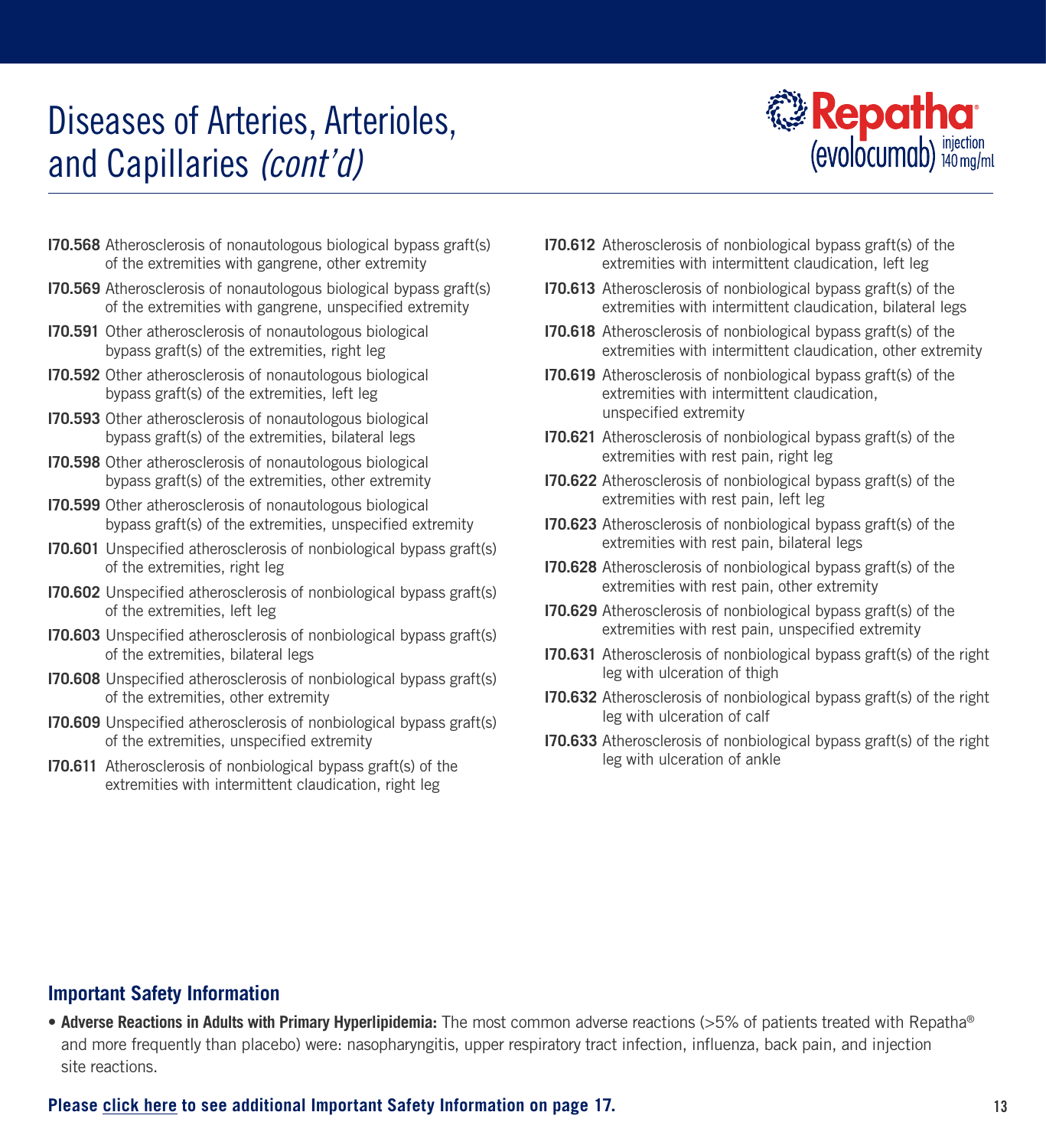# Diseases of Arteries, Arterioles, and Capillaries *(cont'd)*

**I70.568** Atherosclerosis of nonautologous biological bypass graft(s) of the extremities with gangrene, other extremity

**I70.569** Atherosclerosis of nonautologous biological bypass graft(s) of the extremities with gangrene, unspecified extremity

**I70.591** Other atherosclerosis of nonautologous biological bypass graft(s) of the extremities, right leg

**I70.592** Other atherosclerosis of nonautologous biological bypass graft(s) of the extremities, left leg

**I70.593** Other atherosclerosis of nonautologous biological bypass graft(s) of the extremities, bilateral legs

**I70.598** Other atherosclerosis of nonautologous biological bypass graft(s) of the extremities, other extremity

**I70.599** Other atherosclerosis of nonautologous biological bypass graft(s) of the extremities, unspecified extremity

**I70.601** Unspecified atherosclerosis of nonbiological bypass graft(s) of the extremities, right leg

**I70.602** Unspecified atherosclerosis of nonbiological bypass graft(s) of the extremities, left leg

**I70.603** Unspecified atherosclerosis of nonbiological bypass graft(s) of the extremities, bilateral legs

**I70.608** Unspecified atherosclerosis of nonbiological bypass graft(s) of the extremities, other extremity

**I70.609** Unspecified atherosclerosis of nonbiological bypass graft(s) of the extremities, unspecified extremity

**I70.611** Atherosclerosis of nonbiological bypass graft(s) of the extremities with intermittent claudication, right leg

**I70.612** Atherosclerosis of nonbiological bypass graft(s) of the extremities with intermittent claudication, left leg

**I70.613** Atherosclerosis of nonbiological bypass graft(s) of the extremities with intermittent claudication, bilateral legs

**I70.618** Atherosclerosis of nonbiological bypass graft(s) of the extremities with intermittent claudication, other extremity

**I70.619** Atherosclerosis of nonbiological bypass graft(s) of the extremities with intermittent claudication, unspecified extremity

**I70.621** Atherosclerosis of nonbiological bypass graft(s) of the extremities with rest pain, right leg

**I70.622** Atherosclerosis of nonbiological bypass graft(s) of the extremities with rest pain, left leg

**I70.623** Atherosclerosis of nonbiological bypass graft(s) of the extremities with rest pain, bilateral legs

**I70.628** Atherosclerosis of nonbiological bypass graft(s) of the extremities with rest pain, other extremity

**I70.629** Atherosclerosis of nonbiological bypass graft(s) of the extremities with rest pain, unspecified extremity

**I70.631** Atherosclerosis of nonbiological bypass graft(s) of the right leg with ulceration of thigh

**I70.632** Atherosclerosis of nonbiological bypass graft(s) of the right leg with ulceration of calf

**I70.633** Atherosclerosis of nonbiological bypass graft(s) of the right leg with ulceration of ankle

## Important Safety Information

- **Adverse Reactions in Adults with Primary Hyperlipidemia:** The most common adverse reactions (>5% of patients treated with Repatha® and more frequently than placebo) were: nasopharyngitis, upper respiratory tract infection, influenza, back pain, and injection site reactions.

**Please click here to see additional Important Safety Information on page 17.**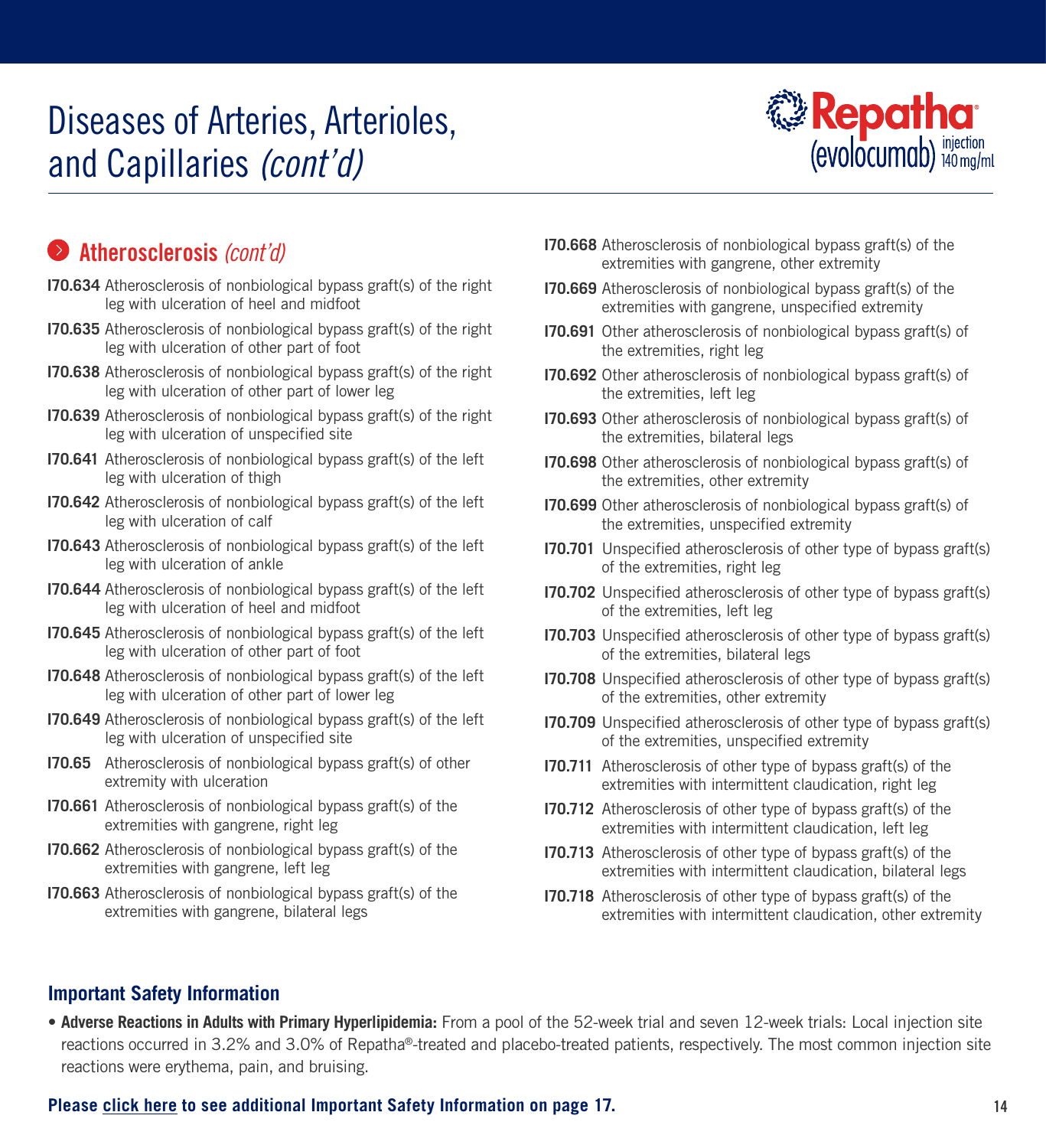# Diseases of Arteries, Arterioles, and Capillaries *(cont'd)*

## Atherosclerosis *(cont'd)*

**I70.634** Atherosclerosis of nonbiological bypass graft(s) of the right leg with ulceration of heel and midfoot

**I70.635** Atherosclerosis of nonbiological bypass graft(s) of the right leg with ulceration of other part of foot

**I70.638** Atherosclerosis of nonbiological bypass graft(s) of the right leg with ulceration of other part of lower leg

**I70.639** Atherosclerosis of nonbiological bypass graft(s) of the right leg with ulceration of unspecified site

**I70.641** Atherosclerosis of nonbiological bypass graft(s) of the left leg with ulceration of thigh

**I70.642** Atherosclerosis of nonbiological bypass graft(s) of the left leg with ulceration of calf

**I70.643** Atherosclerosis of nonbiological bypass graft(s) of the left leg with ulceration of ankle

**I70.644** Atherosclerosis of nonbiological bypass graft(s) of the left leg with ulceration of heel and midfoot

**I70.645** Atherosclerosis of nonbiological bypass graft(s) of the left leg with ulceration of other part of foot

**I70.648** Atherosclerosis of nonbiological bypass graft(s) of the left leg with ulceration of other part of lower leg

**I70.649** Atherosclerosis of nonbiological bypass graft(s) of the left leg with ulceration of unspecified site

**I70.65** Atherosclerosis of nonbiological bypass graft(s) of other extremity with ulceration

**I70.661** Atherosclerosis of nonbiological bypass graft(s) of the extremities with gangrene, right leg

**I70.662** Atherosclerosis of nonbiological bypass graft(s) of the extremities with gangrene, left leg

**I70.663** Atherosclerosis of nonbiological bypass graft(s) of the extremities with gangrene, bilateral legs

**I70.668** Atherosclerosis of nonbiological bypass graft(s) of the extremities with gangrene, other extremity

**I70.669** Atherosclerosis of nonbiological bypass graft(s) of the extremities with gangrene, unspecified extremity

**I70.691** Other atherosclerosis of nonbiological bypass graft(s) of the extremities, right leg

**I70.692** Other atherosclerosis of nonbiological bypass graft(s) of the extremities, left leg

**I70.693** Other atherosclerosis of nonbiological bypass graft(s) of the extremities, bilateral legs

**I70.698** Other atherosclerosis of nonbiological bypass graft(s) of the extremities, other extremity

**I70.699** Other atherosclerosis of nonbiological bypass graft(s) of the extremities, unspecified extremity

**I70.701** Unspecified atherosclerosis of other type of bypass graft(s) of the extremities, right leg

**I70.702** Unspecified atherosclerosis of other type of bypass graft(s) of the extremities, left leg

**I70.703** Unspecified atherosclerosis of other type of bypass graft(s) of the extremities, bilateral legs

**I70.708** Unspecified atherosclerosis of other type of bypass graft(s) of the extremities, other extremity

**I70.709** Unspecified atherosclerosis of other type of bypass graft(s) of the extremities, unspecified extremity

**I70.711** Atherosclerosis of other type of bypass graft(s) of the extremities with intermittent claudication, right leg

**I70.712** Atherosclerosis of other type of bypass graft(s) of the extremities with intermittent claudication, left leg

**I70.713** Atherosclerosis of other type of bypass graft(s) of the extremities with intermittent claudication, bilateral legs

**I70.718** Atherosclerosis of other type of bypass graft(s) of the extremities with intermittent claudication, other extremity

### Important Safety Information

- **Adverse Reactions in Adults with Primary Hyperlipidemia:** From a pool of the 52-week trial and seven 12-week trials: Local injection site reactions occurred in 3.2% and 3.0% of Repatha®-treated and placebo-treated patients, respectively. The most common injection site reactions were erythema, pain, and bruising.

**Please click here to see additional Important Safety Information on page 17.**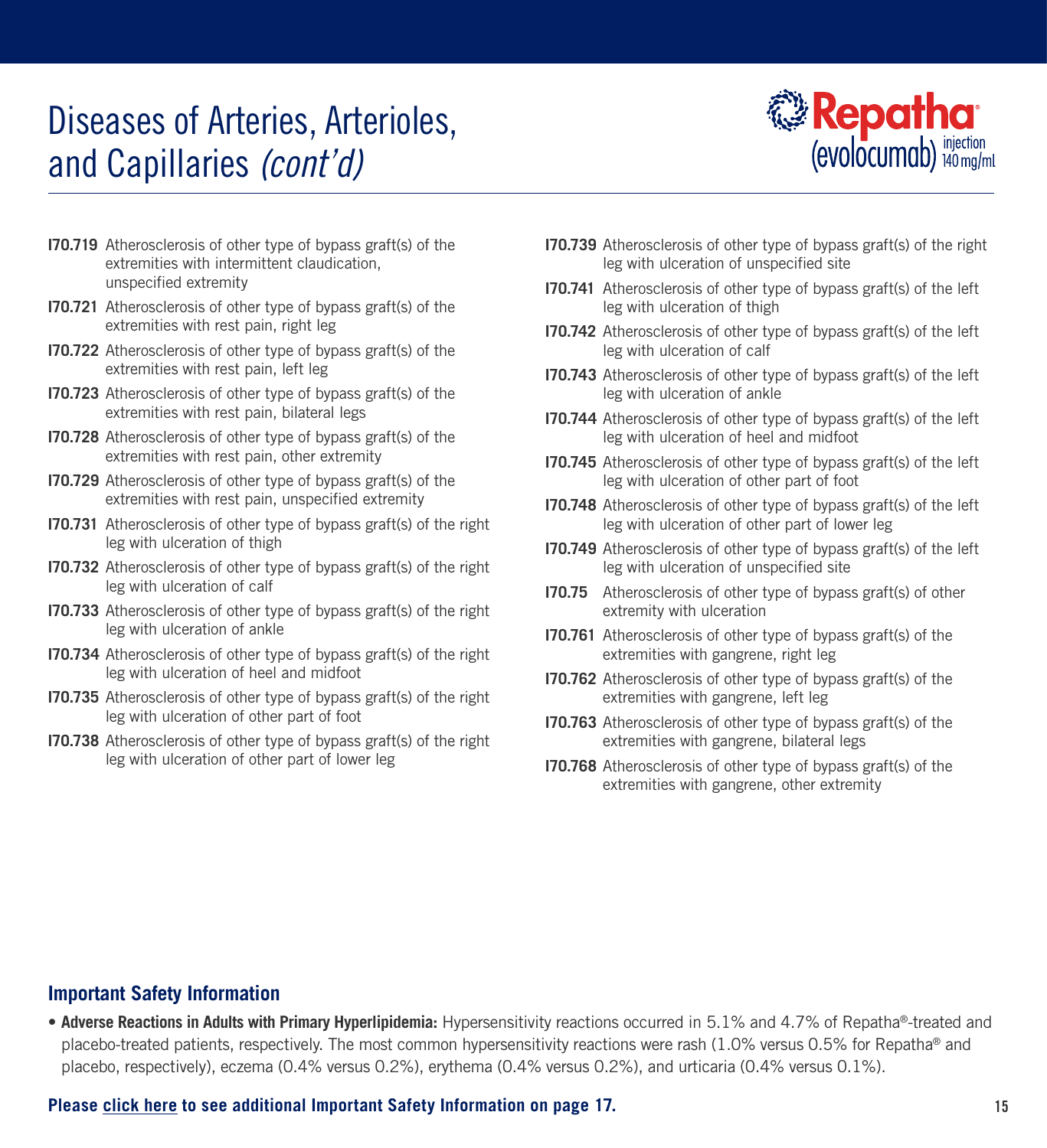# Diseases of Arteries, Arterioles, and Capillaries *(cont'd)*

- **I70.719** Atherosclerosis of other type of bypass graft(s) of the extremities with intermittent claudication, unspecified extremity
- **I70.721** Atherosclerosis of other type of bypass graft(s) of the extremities with rest pain, right leg
- **I70.722** Atherosclerosis of other type of bypass graft(s) of the extremities with rest pain, left leg
- **I70.723** Atherosclerosis of other type of bypass graft(s) of the extremities with rest pain, bilateral legs
- **I70.728** Atherosclerosis of other type of bypass graft(s) of the extremities with rest pain, other extremity
- **I70.729** Atherosclerosis of other type of bypass graft(s) of the extremities with rest pain, unspecified extremity
- **I70.731** Atherosclerosis of other type of bypass graft(s) of the right leg with ulceration of thigh
- **I70.732** Atherosclerosis of other type of bypass graft(s) of the right leg with ulceration of calf
- **I70.733** Atherosclerosis of other type of bypass graft(s) of the right leg with ulceration of ankle
- **I70.734** Atherosclerosis of other type of bypass graft(s) of the right leg with ulceration of heel and midfoot
- **I70.735** Atherosclerosis of other type of bypass graft(s) of the right leg with ulceration of other part of foot
- **I70.738** Atherosclerosis of other type of bypass graft(s) of the right leg with ulceration of other part of lower leg
- **I70.739** Atherosclerosis of other type of bypass graft(s) of the right leg with ulceration of unspecified site
- **I70.741** Atherosclerosis of other type of bypass graft(s) of the left leg with ulceration of thigh
- **I70.742** Atherosclerosis of other type of bypass graft(s) of the left leg with ulceration of calf
- **I70.743** Atherosclerosis of other type of bypass graft(s) of the left leg with ulceration of ankle
- **I70.744** Atherosclerosis of other type of bypass graft(s) of the left leg with ulceration of heel and midfoot
- **I70.745** Atherosclerosis of other type of bypass graft(s) of the left leg with ulceration of other part of foot
- **I70.748** Atherosclerosis of other type of bypass graft(s) of the left leg with ulceration of other part of lower leg
- **I70.749** Atherosclerosis of other type of bypass graft(s) of the left leg with ulceration of unspecified site
- **I70.75** Atherosclerosis of other type of bypass graft(s) of other extremity with ulceration
- **I70.761** Atherosclerosis of other type of bypass graft(s) of the extremities with gangrene, right leg
- **I70.762** Atherosclerosis of other type of bypass graft(s) of the extremities with gangrene, left leg
- **I70.763** Atherosclerosis of other type of bypass graft(s) of the extremities with gangrene, bilateral legs
- **I70.768** Atherosclerosis of other type of bypass graft(s) of the extremities with gangrene, other extremity

## Important Safety Information

- **Adverse Reactions in Adults with Primary Hyperlipidemia:** Hypersensitivity reactions occurred in 5.1% and 4.7% of Repatha®-treated and placebo-treated patients, respectively. The most common hypersensitivity reactions were rash (1.0% versus 0.5% for Repatha® and placebo, respectively), eczema (0.4% versus 0.2%), erythema (0.4% versus 0.2%), and urticaria (0.4% versus 0.1%).

**Please click here to see additional Important Safety Information on page 17.**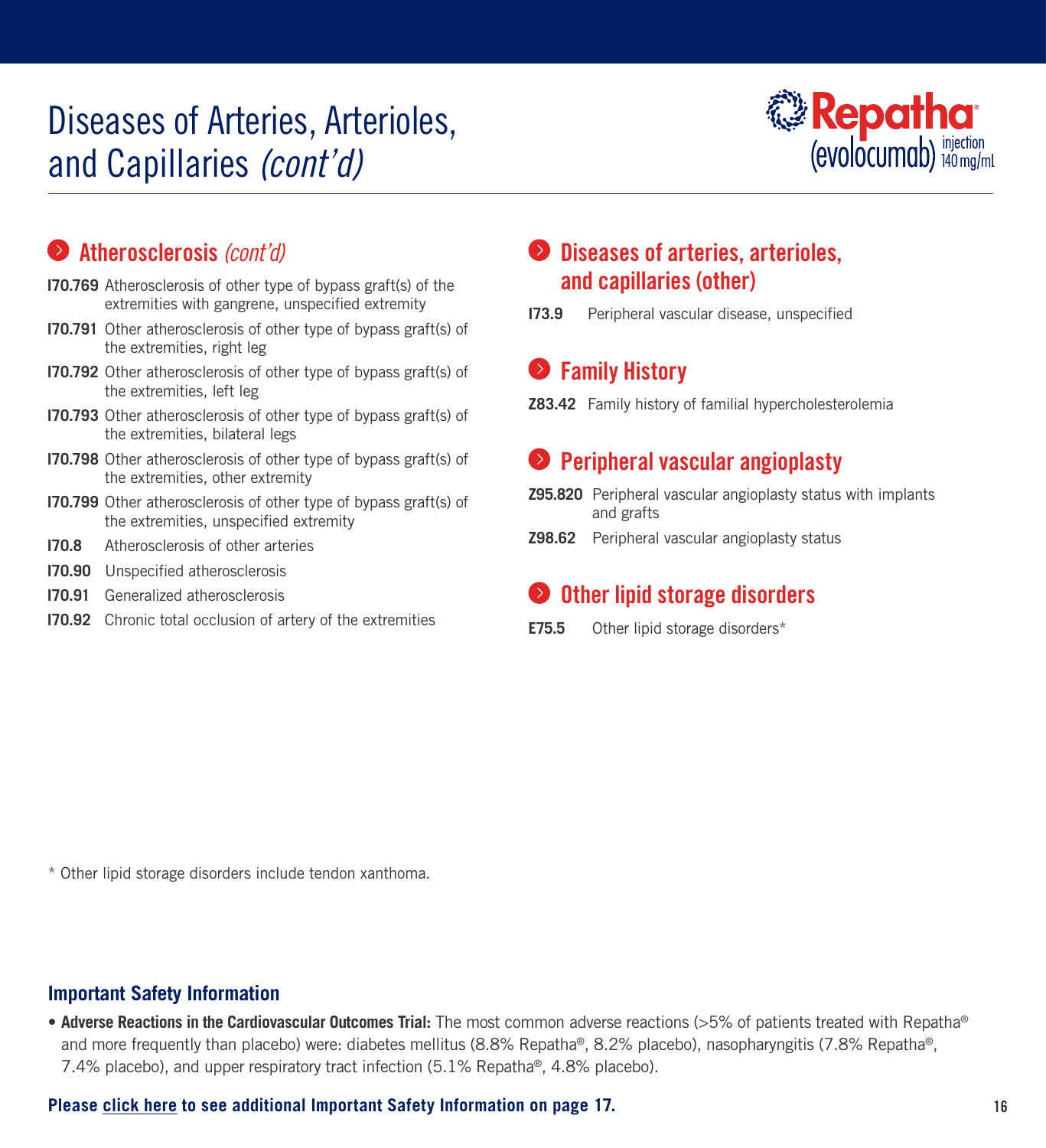# Diseases of Arteries, Arterioles, and Capillaries *(cont'd)*

## Atherosclerosis *(cont'd)*

**I70.769** Atherosclerosis of other type of bypass graft(s) of the extremities with gangrene, unspecified extremity

**I70.791** Other atherosclerosis of other type of bypass graft(s) of the extremities, right leg

**I70.792** Other atherosclerosis of other type of bypass graft(s) of the extremities, left leg

**I70.793** Other atherosclerosis of other type of bypass graft(s) of the extremities, bilateral legs

**I70.798** Other atherosclerosis of other type of bypass graft(s) of the extremities, other extremity

**I70.799** Other atherosclerosis of other type of bypass graft(s) of the extremities, unspecified extremity

**I70.8** Atherosclerosis of other arteries

**I70.90** Unspecified atherosclerosis

**I70.91** Generalized atherosclerosis

**I70.92** Chronic total occlusion of artery of the extremities

## Diseases of arteries, arterioles, and capillaries (other)

**I73.9** Peripheral vascular disease, unspecified

## Family History

**Z83.42** Family history of familial hypercholesterolemia

## Peripheral vascular angioplasty

**Z95.820** Peripheral vascular angioplasty status with implants and grafts

**Z98.62** Peripheral vascular angioplasty status

## Other lipid storage disorders

**E75.5** Other lipid storage disorders*

\* Other lipid storage disorders include tendon xanthoma.

### Important Safety Information

- **Adverse Reactions in the Cardiovascular Outcomes Trial:** The most common adverse reactions (>5% of patients treated with Repatha® and more frequently than placebo) were: diabetes mellitus (8.8% Repatha®, 8.2% placebo), nasopharyngitis (7.8% Repatha®, 7.4% placebo), and upper respiratory tract infection (5.1% Repatha®, 4.8% placebo).

**Please click here to see additional Important Safety Information on page 17.**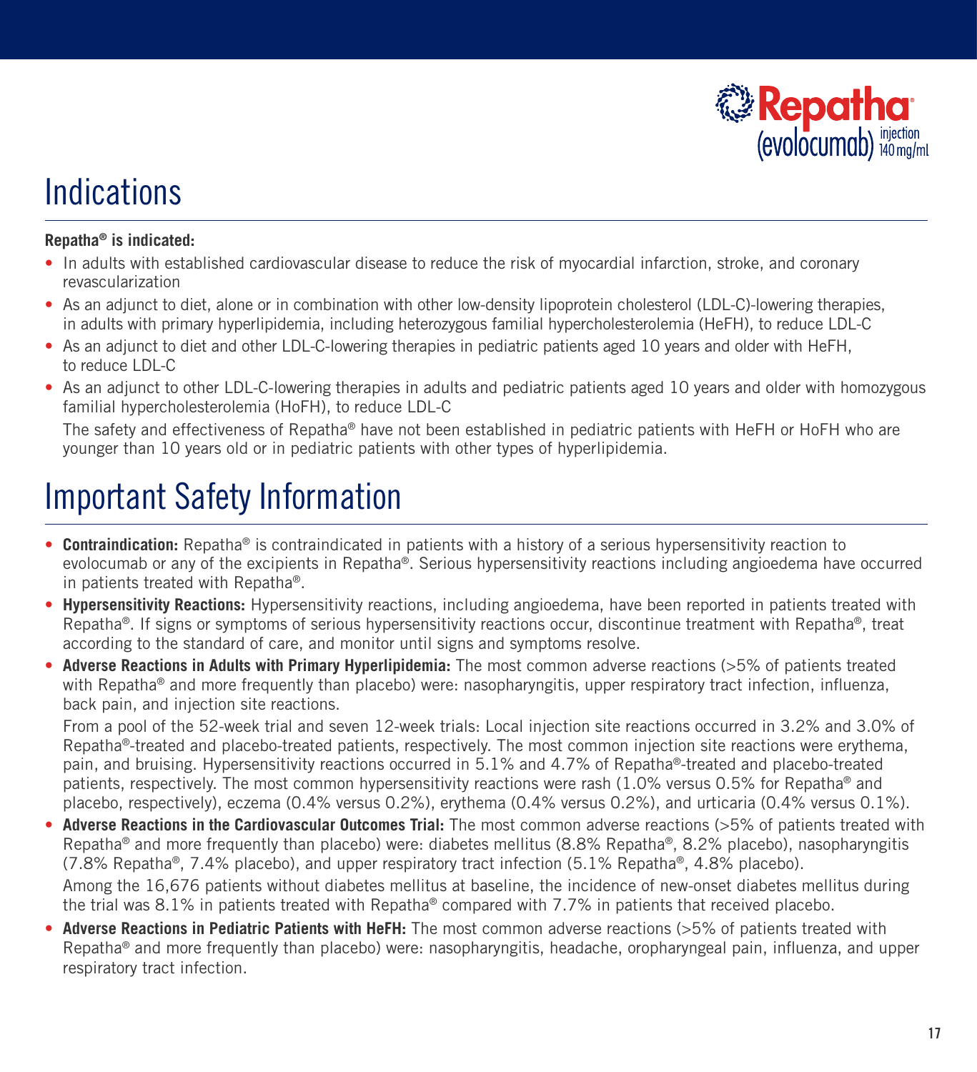Repatha® (evolocumab) injection 140 mg/ml

# Indications

**Repatha® is indicated:**

- In adults with established cardiovascular disease to reduce the risk of myocardial infarction, stroke, and coronary revascularization
- As an adjunct to diet, alone or in combination with other low-density lipoprotein cholesterol (LDL-C)-lowering therapies, in adults with primary hyperlipidemia, including heterozygous familial hypercholesterolemia (HeFH), to reduce LDL-C
- As an adjunct to diet and other LDL-C-lowering therapies in pediatric patients aged 10 years and older with HeFH, to reduce LDL-C
- As an adjunct to other LDL-C-lowering therapies in adults and pediatric patients aged 10 years and older with homozygous familial hypercholesterolemia (HoFH), to reduce LDL-C

  The safety and effectiveness of Repatha® have not been established in pediatric patients with HeFH or HoFH who are younger than 10 years old or in pediatric patients with other types of hyperlipidemia.

# Important Safety Information

- **Contraindication:** Repatha® is contraindicated in patients with a history of a serious hypersensitivity reaction to evolocumab or any of the excipients in Repatha®. Serious hypersensitivity reactions including angioedema have occurred in patients treated with Repatha®.
- **Hypersensitivity Reactions:** Hypersensitivity reactions, including angioedema, have been reported in patients treated with Repatha®. If signs or symptoms of serious hypersensitivity reactions occur, discontinue treatment with Repatha®, treat according to the standard of care, and monitor until signs and symptoms resolve.
- **Adverse Reactions in Adults with Primary Hyperlipidemia:** The most common adverse reactions (>5% of patients treated with Repatha® and more frequently than placebo) were: nasopharyngitis, upper respiratory tract infection, influenza, back pain, and injection site reactions.

  From a pool of the 52-week trial and seven 12-week trials: Local injection site reactions occurred in 3.2% and 3.0% of Repatha®-treated and placebo-treated patients, respectively. The most common injection site reactions were erythema, pain, and bruising. Hypersensitivity reactions occurred in 5.1% and 4.7% of Repatha®-treated and placebo-treated patients, respectively. The most common hypersensitivity reactions were rash (1.0% versus 0.5% for Repatha® and placebo, respectively), eczema (0.4% versus 0.2%), erythema (0.4% versus 0.2%), and urticaria (0.4% versus 0.1%).
- **Adverse Reactions in the Cardiovascular Outcomes Trial:** The most common adverse reactions (>5% of patients treated with Repatha® and more frequently than placebo) were: diabetes mellitus (8.8% Repatha®, 8.2% placebo), nasopharyngitis (7.8% Repatha®, 7.4% placebo), and upper respiratory tract infection (5.1% Repatha®, 4.8% placebo).

  Among the 16,676 patients without diabetes mellitus at baseline, the incidence of new-onset diabetes mellitus during the trial was 8.1% in patients treated with Repatha® compared with 7.7% in patients that received placebo.
- **Adverse Reactions in Pediatric Patients with HeFH:** The most common adverse reactions (>5% of patients treated with Repatha® and more frequently than placebo) were: nasopharyngitis, headache, oropharyngeal pain, influenza, and upper respiratory tract infection.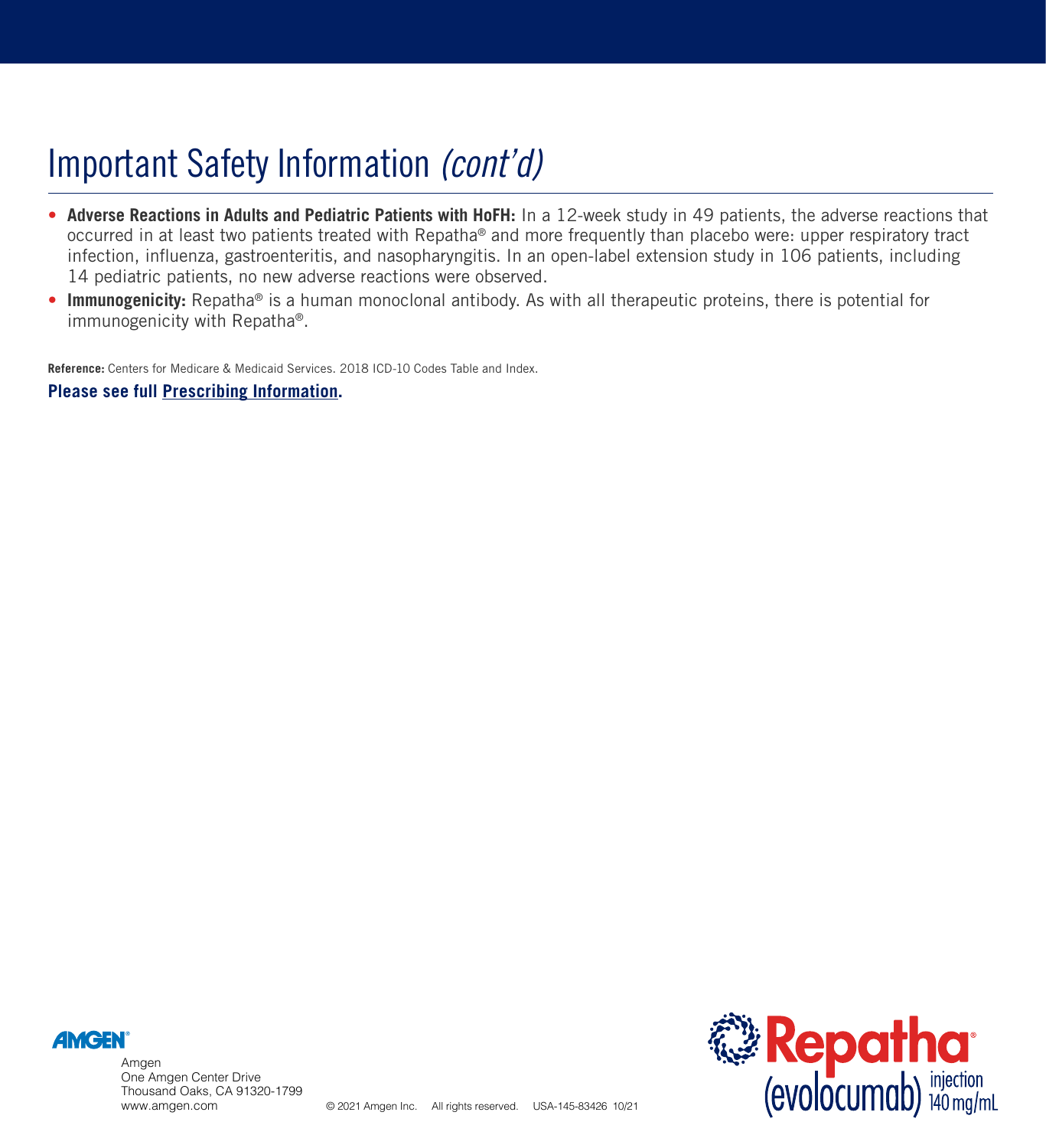# Important Safety Information *(cont'd)*

- **Adverse Reactions in Adults and Pediatric Patients with HoFH:** In a 12-week study in 49 patients, the adverse reactions that occurred in at least two patients treated with Repatha® and more frequently than placebo were: upper respiratory tract infection, influenza, gastroenteritis, and nasopharyngitis. In an open-label extension study in 106 patients, including 14 pediatric patients, no new adverse reactions were observed.
- **Immunogenicity:** Repatha® is a human monoclonal antibody. As with all therapeutic proteins, there is potential for immunogenicity with Repatha®.

**Reference:** Centers for Medicare & Medicaid Services. 2018 ICD-10 Codes Table and Index.

**Please see full Prescribing Information.**

AMGEN®

Amgen
One Amgen Center Drive
Thousand Oaks, CA 91320-1799
www.amgen.com

© 2021 Amgen Inc. All rights reserved. USA-145-83426 10/21

Repatha® (evolocumab) injection 140 mg/mL